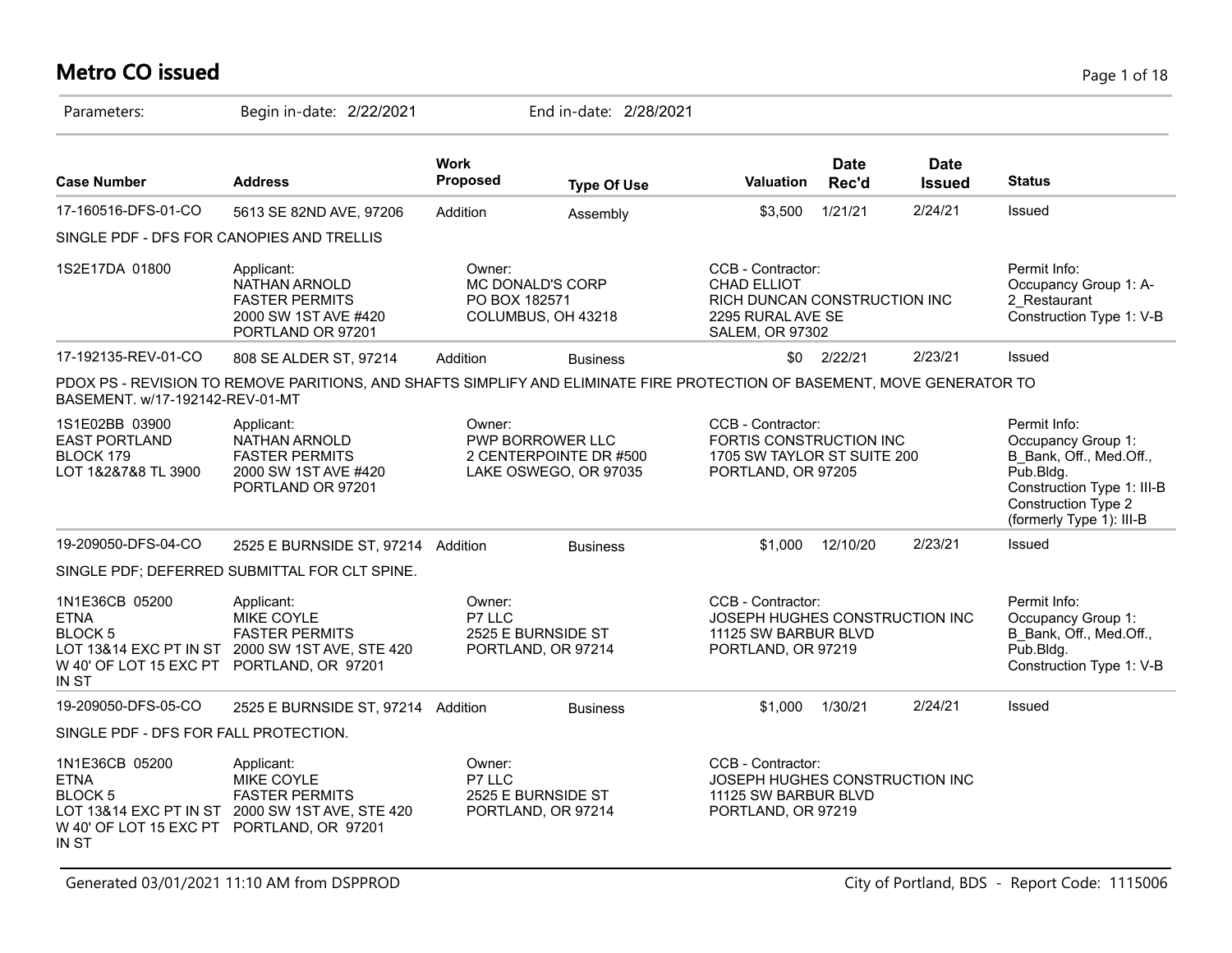# Metro CO issued

Parameters: Begin in-date: 2/22/2021 End in-date: 2/28/2021

| Case Number | Address | Work Proposed | Type Of Use | Valuation | Date Rec'd | Date Issued | Status |
|---|---|---|---|---|---|---|---|
| 17-160516-DFS-01-CO | 5613 SE 82ND AVE, 97206 | Addition | Assembly | $3,500 | 1/21/21 | 2/24/21 | Issued |
| SINGLE PDF - DFS FOR CANOPIES AND TRELLIS | | | | | | | |
| 1S2E17DA 01800 | Applicant: NATHAN ARNOLD FASTER PERMITS 2000 SW 1ST AVE #420 PORTLAND OR 97201 | Owner: MC DONALD'S CORP PO BOX 182571 COLUMBUS, OH 43218 | | CCB - Contractor: CHAD ELLIOT RICH DUNCAN CONSTRUCTION INC 2295 RURAL AVE SE SALEM, OR 97302 | | | Permit Info: Occupancy Group 1: A-2_Restaurant Construction Type 1: V-B |
| 17-192135-REV-01-CO | 808 SE ALDER ST, 97214 | Addition | Business | $0 | 2/22/21 | 2/23/21 | Issued |
| PDOX PS - REVISION TO REMOVE PARITIONS, AND SHAFTS SIMPLIFY AND ELIMINATE FIRE PROTECTION OF BASEMENT, MOVE GENERATOR TO BASEMENT. w/17-192142-REV-01-MT | | | | | | | |
| 1S1E02BB 03900 EAST PORTLAND BLOCK 179 LOT 1&2&7&8 TL 3900 | Applicant: NATHAN ARNOLD FASTER PERMITS 2000 SW 1ST AVE #420 PORTLAND OR 97201 | Owner: PWP BORROWER LLC 2 CENTERPOINTE DR #500 LAKE OSWEGO, OR 97035 | | CCB - Contractor: FORTIS CONSTRUCTION INC 1705 SW TAYLOR ST SUITE 200 PORTLAND, OR 97205 | | | Permit Info: Occupancy Group 1: B_Bank, Off., Med.Off., Pub.Bldg. Construction Type 1: III-B Construction Type 2 (formerly Type 1): III-B |
| 19-209050-DFS-04-CO | 2525 E BURNSIDE ST, 97214 | Addition | Business | $1,000 | 12/10/20 | 2/23/21 | Issued |
| SINGLE PDF; DEFERRED SUBMITTAL FOR CLT SPINE. | | | | | | | |
| 1N1E36CB 05200 ETNA BLOCK 5 LOT 13&14 EXC PT IN ST W 40' OF LOT 15 EXC PT IN ST | Applicant: MIKE COYLE FASTER PERMITS 2000 SW 1ST AVE, STE 420 PORTLAND, OR 97201 | Owner: P7 LLC 2525 E BURNSIDE ST PORTLAND, OR 97214 | | CCB - Contractor: JOSEPH HUGHES CONSTRUCTION INC 11125 SW BARBUR BLVD PORTLAND, OR 97219 | | | Permit Info: Occupancy Group 1: B_Bank, Off., Med.Off., Pub.Bldg. Construction Type 1: V-B |
| 19-209050-DFS-05-CO | 2525 E BURNSIDE ST, 97214 | Addition | Business | $1,000 | 1/30/21 | 2/24/21 | Issued |
| SINGLE PDF - DFS FOR FALL PROTECTION. | | | | | | | |
| 1N1E36CB 05200 ETNA BLOCK 5 LOT 13&14 EXC PT IN ST W 40' OF LOT 15 EXC PT IN ST | Applicant: MIKE COYLE FASTER PERMITS 2000 SW 1ST AVE, STE 420 PORTLAND, OR 97201 | Owner: P7 LLC 2525 E BURNSIDE ST PORTLAND, OR 97214 | | CCB - Contractor: JOSEPH HUGHES CONSTRUCTION INC 11125 SW BARBUR BLVD PORTLAND, OR 97219 | | | |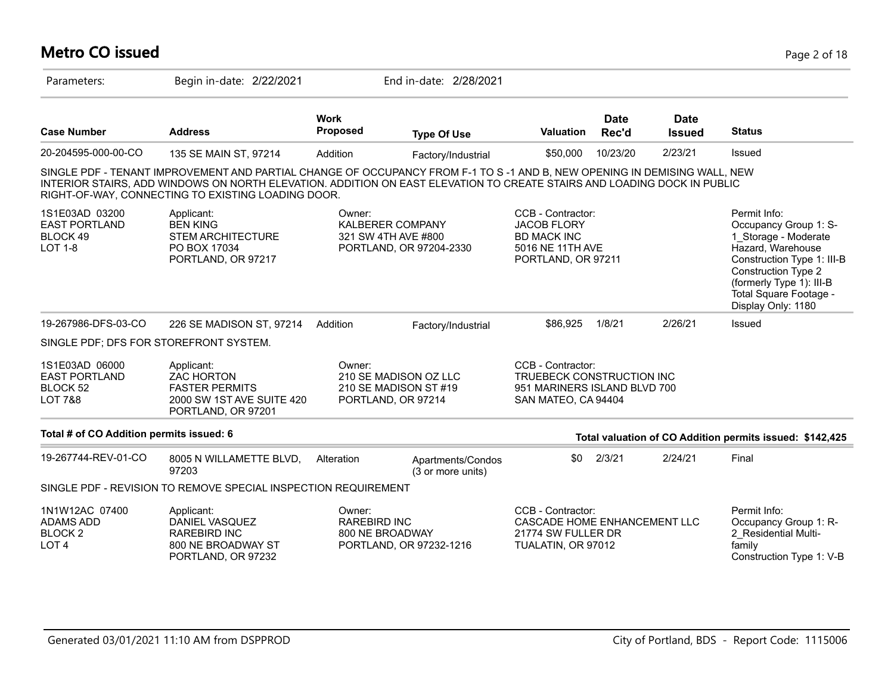# Metro CO issued

Parameters: Begin in-date: 2/22/2021 End in-date: 2/28/2021

| Case Number | Address | Work Proposed | Type Of Use | Valuation | Date Rec'd | Date Issued | Status |
|---|---|---|---|---|---|---|---|
| 20-204595-000-00-CO | 135 SE MAIN ST, 97214 | Addition | Factory/Industrial | $50,000 | 10/23/20 | 2/23/21 | Issued |

SINGLE PDF - TENANT IMPROVEMENT AND PARTIAL CHANGE OF OCCUPANCY FROM F-1 TO S -1 AND B, NEW OPENING IN DEMISING WALL, NEW INTERIOR STAIRS, ADD WINDOWS ON NORTH ELEVATION. ADDITION ON EAST ELEVATION TO CREATE STAIRS AND LOADING DOCK IN PUBLIC RIGHT-OF-WAY, CONNECTING TO EXISTING LOADING DOOR.

1S1E03AD 03200
EAST PORTLAND
BLOCK 49
LOT 1-8

Applicant:
BEN KING
STEM ARCHITECTURE
PO BOX 17034
PORTLAND, OR 97217

Owner:
KALBERER COMPANY
321 SW 4TH AVE #800
PORTLAND, OR 97204-2330

CCB - Contractor:
JACOB FLORY
BD MACK INC
5016 NE 11TH AVE
PORTLAND, OR 97211

Permit Info:
Occupancy Group 1: S-1_Storage - Moderate Hazard, Warehouse
Construction Type 1: III-B
Construction Type 2 (formerly Type 1): III-B
Total Square Footage - Display Only: 1180

| Case Number | Address | Work Proposed | Type Of Use | Valuation | Date Rec'd | Date Issued | Status |
|---|---|---|---|---|---|---|---|
| 19-267986-DFS-03-CO | 226 SE MADISON ST, 97214 | Addition | Factory/Industrial | $86,925 | 1/8/21 | 2/26/21 | Issued |

SINGLE PDF; DFS FOR STOREFRONT SYSTEM.

1S1E03AD 06000
EAST PORTLAND
BLOCK 52
LOT 7&8

Applicant:
ZAC HORTON
FASTER PERMITS
2000 SW 1ST AVE SUITE 420
PORTLAND, OR 97201

Owner:
210 SE MADISON OZ LLC
210 SE MADISON ST #19
PORTLAND, OR 97214

CCB - Contractor:
TRUEBECK CONSTRUCTION INC
951 MARINERS ISLAND BLVD 700
SAN MATEO, CA 94404

**Total # of CO Addition permits issued: 6**

**Total valuation of CO Addition permits issued: $142,425**

| Case Number | Address | Work Proposed | Type Of Use | Valuation | Date Rec'd | Date Issued | Status |
|---|---|---|---|---|---|---|---|
| 19-267744-REV-01-CO | 8005 N WILLAMETTE BLVD, 97203 | Alteration | Apartments/Condos (3 or more units) | $0 | 2/3/21 | 2/24/21 | Final |

SINGLE PDF - REVISION TO REMOVE SPECIAL INSPECTION REQUIREMENT

1N1W12AC 07400
ADAMS ADD
BLOCK 2
LOT 4

Applicant:
DANIEL VASQUEZ
RAREBIRD INC
800 NE BROADWAY ST
PORTLAND, OR 97232

Owner:
RAREBIRD INC
800 NE BROADWAY
PORTLAND, OR 97232-1216

CCB - Contractor:
CASCADE HOME ENHANCEMENT LLC
21774 SW FULLER DR
TUALATIN, OR 97012

Permit Info:
Occupancy Group 1: R-2_Residential Multi-family
Construction Type 1: V-B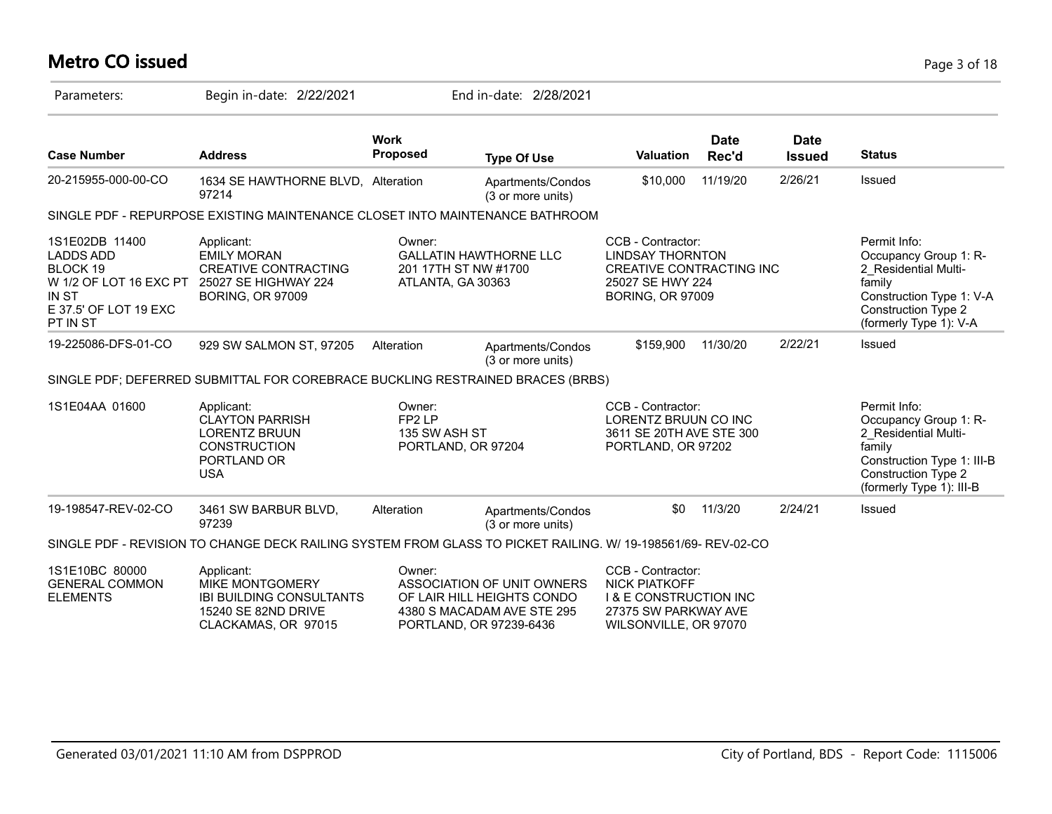# Metro CO issued

Parameters: Begin in-date: 2/22/2021 End in-date: 2/28/2021

| Case Number | Address | Work Proposed | Type Of Use | Valuation | Date Rec'd | Date Issued | Status |
|---|---|---|---|---|---|---|---|
| 20-215955-000-00-CO | 1634 SE HAWTHORNE BLVD, 97214 | Alteration | Apartments/Condos (3 or more units) | $10,000 | 11/19/20 | 2/26/21 | Issued |

SINGLE PDF - REPURPOSE EXISTING MAINTENANCE CLOSET INTO MAINTENANCE BATHROOM

| | | | | |
|---|---|---|---|---|
| 1S1E02DB 11400<br>LADDS ADD<br>BLOCK 19<br>W 1/2 OF LOT 16 EXC PT IN ST<br>E 37.5' OF LOT 19 EXC PT IN ST | Applicant:<br>EMILY MORAN<br>CREATIVE CONTRACTING<br>25027 SE HIGHWAY 224<br>BORING, OR 97009 | Owner:<br>GALLATIN HAWTHORNE LLC<br>201 17TH ST NW #1700<br>ATLANTA, GA 30363 | CCB - Contractor:<br>LINDSAY THORNTON<br>CREATIVE CONTRACTING INC<br>25027 SE HWY 224<br>BORING, OR 97009 | Permit Info:<br>Occupancy Group 1: R-2_Residential Multi-family<br>Construction Type 1: V-A<br>Construction Type 2 (formerly Type 1): V-A |

| Case Number | Address | Work Proposed | Type Of Use | Valuation | Date Rec'd | Date Issued | Status |
|---|---|---|---|---|---|---|---|
| 19-225086-DFS-01-CO | 929 SW SALMON ST, 97205 | Alteration | Apartments/Condos (3 or more units) | $159,900 | 11/30/20 | 2/22/21 | Issued |

SINGLE PDF; DEFERRED SUBMITTAL FOR COREBRACE BUCKLING RESTRAINED BRACES (BRBS)

| | | | | |
|---|---|---|---|---|
| 1S1E04AA 01600 | Applicant:<br>CLAYTON PARRISH<br>LORENTZ BRUUN CONSTRUCTION<br>PORTLAND OR<br>USA | Owner:<br>FP2 LP<br>135 SW ASH ST<br>PORTLAND, OR 97204 | CCB - Contractor:<br>LORENTZ BRUUN CO INC<br>3611 SE 20TH AVE STE 300<br>PORTLAND, OR 97202 | Permit Info:<br>Occupancy Group 1: R-2_Residential Multi-family<br>Construction Type 1: III-B<br>Construction Type 2 (formerly Type 1): III-B |

| Case Number | Address | Work Proposed | Type Of Use | Valuation | Date Rec'd | Date Issued | Status |
|---|---|---|---|---|---|---|---|
| 19-198547-REV-02-CO | 3461 SW BARBUR BLVD, 97239 | Alteration | Apartments/Condos (3 or more units) | $0 | 11/3/20 | 2/24/21 | Issued |

SINGLE PDF - REVISION TO CHANGE DECK RAILING SYSTEM FROM GLASS TO PICKET RAILING. W/ 19-198561/69- REV-02-CO

| | | | |
|---|---|---|---|
| 1S1E10BC 80000<br>GENERAL COMMON ELEMENTS | Applicant:<br>MIKE MONTGOMERY<br>IBI BUILDING CONSULTANTS<br>15240 SE 82ND DRIVE<br>CLACKAMAS, OR 97015 | Owner:<br>ASSOCIATION OF UNIT OWNERS OF LAIR HILL HEIGHTS CONDO<br>4380 S MACADAM AVE STE 295<br>PORTLAND, OR 97239-6436 | CCB - Contractor:<br>NICK PIATKOFF<br>I & E CONSTRUCTION INC<br>27375 SW PARKWAY AVE<br>WILSONVILLE, OR 97070 |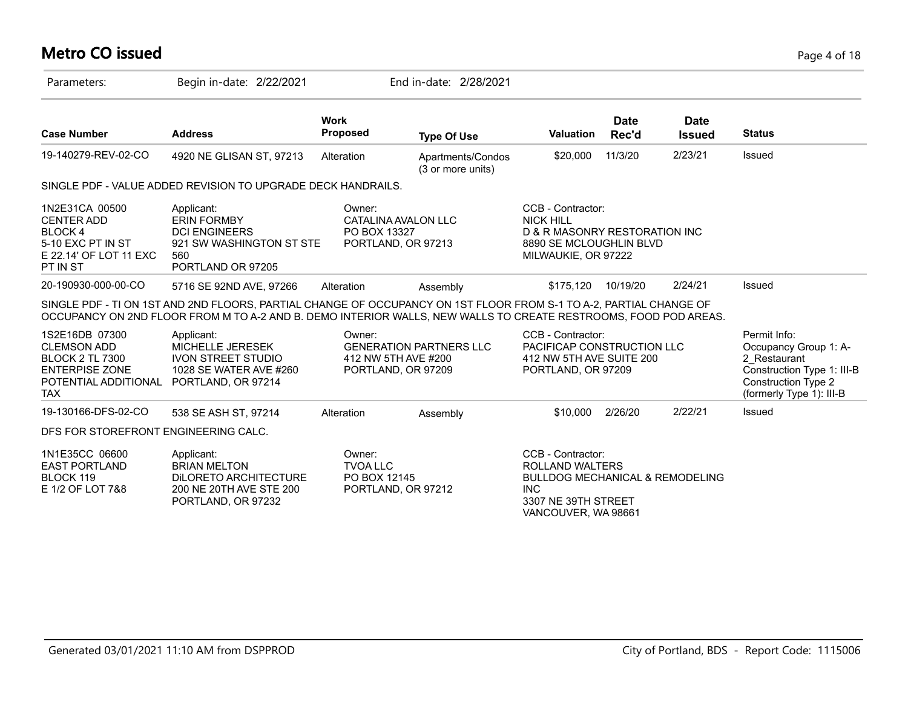# Metro CO issued

Parameters: Begin in-date: 2/22/2021 End in-date: 2/28/2021

| Case Number | Address | Work Proposed | Type Of Use | Valuation | Date Rec'd | Date Issued | Status |
|---|---|---|---|---|---|---|---|
| 19-140279-REV-02-CO | 4920 NE GLISAN ST, 97213 | Alteration | Apartments/Condos (3 or more units) | $20,000 | 11/3/20 | 2/23/21 | Issued |

SINGLE PDF - VALUE ADDED REVISION TO UPGRADE DECK HANDRAILS.

| | | | |
|---|---|---|---|
| 1N2E31CA 00500<br>CENTER ADD<br>BLOCK 4<br>5-10 EXC PT IN ST<br>E 22.14' OF LOT 11 EXC<br>PT IN ST | Applicant:<br>ERIN FORMBY<br>DCI ENGINEERS<br>921 SW WASHINGTON ST STE 560<br>PORTLAND OR 97205 | Owner:<br>CATALINA AVALON LLC<br>PO BOX 13327<br>PORTLAND, OR 97213 | CCB - Contractor:<br>NICK HILL<br>D & R MASONRY RESTORATION INC<br>8890 SE MCLOUGHLIN BLVD<br>MILWAUKIE, OR 97222 |

| Case Number | Address | Work Proposed | Type Of Use | Valuation | Date Rec'd | Date Issued | Status |
|---|---|---|---|---|---|---|---|
| 20-190930-000-00-CO | 5716 SE 92ND AVE, 97266 | Alteration | Assembly | $175,120 | 10/19/20 | 2/24/21 | Issued |

SINGLE PDF - TI ON 1ST AND 2ND FLOORS, PARTIAL CHANGE OF OCCUPANCY ON 1ST FLOOR FROM S-1 TO A-2, PARTIAL CHANGE OF OCCUPANCY ON 2ND FLOOR FROM M TO A-2 AND B. DEMO INTERIOR WALLS, NEW WALLS TO CREATE RESTROOMS, FOOD POD AREAS.

| | | | | |
|---|---|---|---|---|
| 1S2E16DB 07300<br>CLEMSON ADD<br>BLOCK 2 TL 7300<br>ENTERPISE ZONE<br>POTENTIAL ADDITIONAL<br>TAX | Applicant:<br>MICHELLE JERESEK<br>IVON STREET STUDIO<br>1028 SE WATER AVE #260<br>PORTLAND, OR 97214 | Owner:<br>GENERATION PARTNERS LLC<br>412 NW 5TH AVE #200<br>PORTLAND, OR 97209 | CCB - Contractor:<br>PACIFICAP CONSTRUCTION LLC<br>412 NW 5TH AVE SUITE 200<br>PORTLAND, OR 97209 | Permit Info:<br>Occupancy Group 1: A-2_Restaurant<br>Construction Type 1: III-B<br>Construction Type 2 (formerly Type 1): III-B |

| Case Number | Address | Work Proposed | Type Of Use | Valuation | Date Rec'd | Date Issued | Status |
|---|---|---|---|---|---|---|---|
| 19-130166-DFS-02-CO | 538 SE ASH ST, 97214 | Alteration | Assembly | $10,000 | 2/26/20 | 2/22/21 | Issued |

DFS FOR STOREFRONT ENGINEERING CALC.

| | | | |
|---|---|---|---|
| 1N1E35CC 06600<br>EAST PORTLAND<br>BLOCK 119<br>E 1/2 OF LOT 7&8 | Applicant:<br>BRIAN MELTON<br>DiLORETO ARCHITECTURE<br>200 NE 20TH AVE STE 200<br>PORTLAND, OR 97232 | Owner:<br>TVOA LLC<br>PO BOX 12145<br>PORTLAND, OR 97212 | CCB - Contractor:<br>ROLLAND WALTERS<br>BULLDOG MECHANICAL & REMODELING INC<br>3307 NE 39TH STREET<br>VANCOUVER, WA 98661 |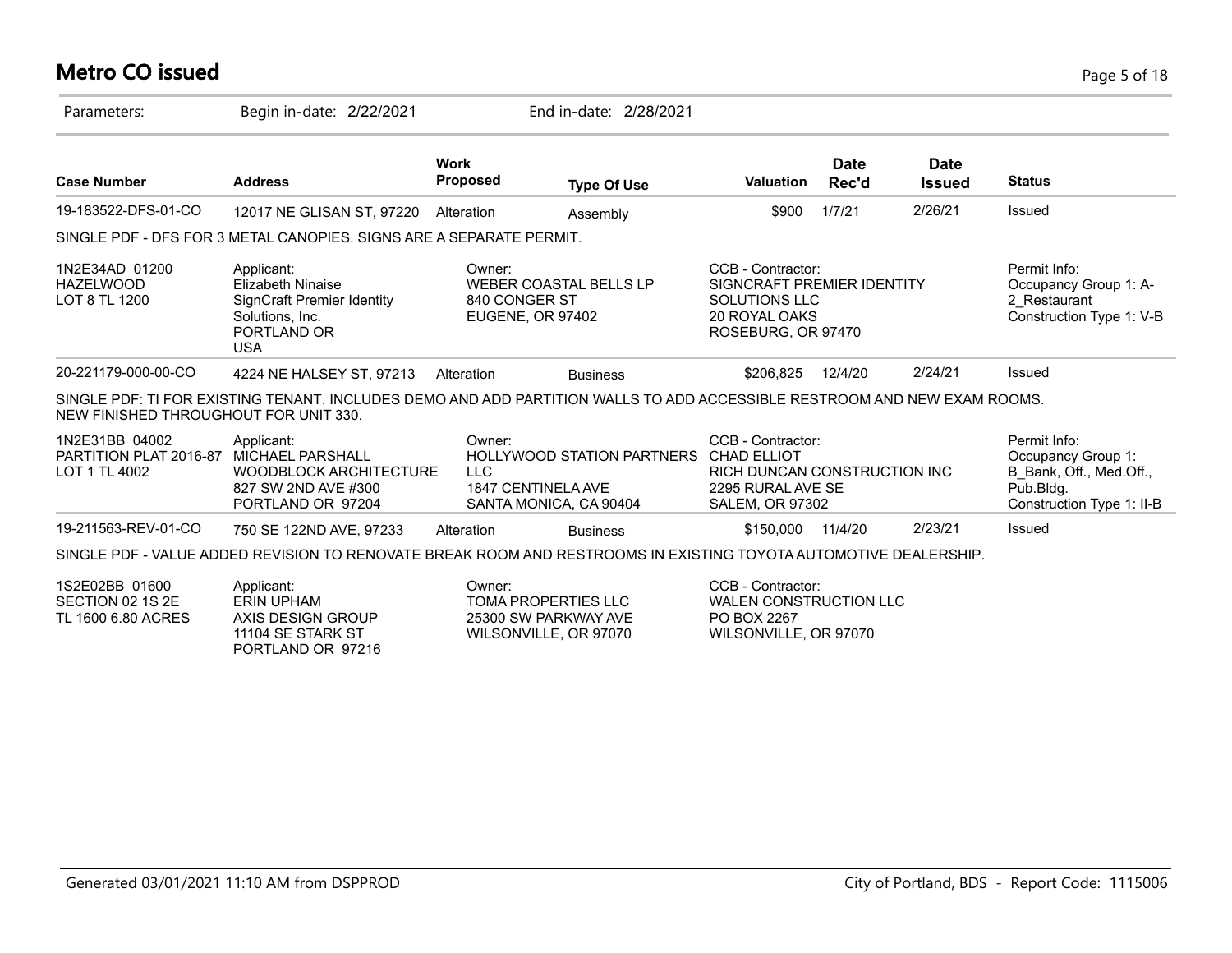# Metro CO issued

Parameters: Begin in-date: 2/22/2021 End in-date: 2/28/2021

| Case Number | Address | Work Proposed | Type Of Use | Valuation | Date Rec'd | Date Issued | Status |
|---|---|---|---|---|---|---|---|
| 19-183522-DFS-01-CO | 12017 NE GLISAN ST, 97220 | Alteration | Assembly | $900 | 1/7/21 | 2/26/21 | Issued |

SINGLE PDF - DFS FOR 3 METAL CANOPIES. SIGNS ARE A SEPARATE PERMIT.

| | Applicant | Owner | CCB - Contractor | Permit Info |
|---|---|---|---|---|
| 1N2E34AD 01200<br>HAZELWOOD<br>LOT 8 TL 1200 | Applicant:<br>Elizabeth Ninaise<br>SignCraft Premier Identity Solutions, Inc.<br>PORTLAND OR<br>USA | Owner:<br>WEBER COASTAL BELLS LP<br>840 CONGER ST<br>EUGENE, OR 97402 | CCB - Contractor:<br>SIGNCRAFT PREMIER IDENTITY SOLUTIONS LLC<br>20 ROYAL OAKS<br>ROSEBURG, OR 97470 | Permit Info:<br>Occupancy Group 1: A-2_Restaurant<br>Construction Type 1: V-B |

| Case Number | Address | Work Proposed | Type Of Use | Valuation | Date Rec'd | Date Issued | Status |
|---|---|---|---|---|---|---|---|
| 20-221179-000-00-CO | 4224 NE HALSEY ST, 97213 | Alteration | Business | $206,825 | 12/4/20 | 2/24/21 | Issued |

SINGLE PDF: TI FOR EXISTING TENANT. INCLUDES DEMO AND ADD PARTITION WALLS TO ADD ACCESSIBLE RESTROOM AND NEW EXAM ROOMS. NEW FINISHED THROUGHOUT FOR UNIT 330.

| | Applicant | Owner | CCB - Contractor | Permit Info |
|---|---|---|---|---|
| 1N2E31BB 04002<br>PARTITION PLAT 2016-87<br>LOT 1 TL 4002 | Applicant:<br>MICHAEL PARSHALL<br>WOODBLOCK ARCHITECTURE<br>827 SW 2ND AVE #300<br>PORTLAND OR 97204 | Owner:<br>HOLLYWOOD STATION PARTNERS LLC<br>1847 CENTINELA AVE<br>SANTA MONICA, CA 90404 | CCB - Contractor:<br>CHAD ELLIOT<br>RICH DUNCAN CONSTRUCTION INC<br>2295 RURAL AVE SE<br>SALEM, OR 97302 | Permit Info:<br>Occupancy Group 1: B_Bank, Off., Med.Off., Pub.Bldg.<br>Construction Type 1: II-B |

| Case Number | Address | Work Proposed | Type Of Use | Valuation | Date Rec'd | Date Issued | Status |
|---|---|---|---|---|---|---|---|
| 19-211563-REV-01-CO | 750 SE 122ND AVE, 97233 | Alteration | Business | $150,000 | 11/4/20 | 2/23/21 | Issued |

SINGLE PDF - VALUE ADDED REVISION TO RENOVATE BREAK ROOM AND RESTROOMS IN EXISTING TOYOTA AUTOMOTIVE DEALERSHIP.

| | Applicant | Owner | CCB - Contractor |
|---|---|---|---|
| 1S2E02BB 01600<br>SECTION 02 1S 2E<br>TL 1600 6.80 ACRES | Applicant:<br>ERIN UPHAM<br>AXIS DESIGN GROUP<br>11104 SE STARK ST<br>PORTLAND OR 97216 | Owner:<br>TOMA PROPERTIES LLC<br>25300 SW PARKWAY AVE<br>WILSONVILLE, OR 97070 | CCB - Contractor:<br>WALEN CONSTRUCTION LLC<br>PO BOX 2267<br>WILSONVILLE, OR 97070 |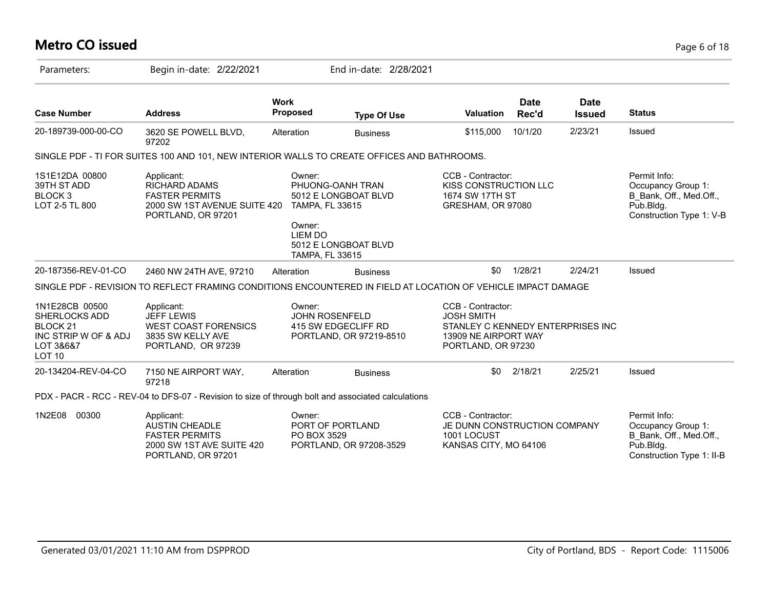# Metro CO issued

Parameters: Begin in-date: 2/22/2021 End in-date: 2/28/2021

| Case Number | Address | Work Proposed | Type Of Use | Valuation | Date Rec'd | Date Issued | Status |
|---|---|---|---|---|---|---|---|
| 20-189739-000-00-CO | 3620 SE POWELL BLVD, 97202 | Alteration | Business | $115,000 | 10/1/20 | 2/23/21 | Issued |

SINGLE PDF - TI FOR SUITES 100 AND 101, NEW INTERIOR WALLS TO CREATE OFFICES AND BATHROOMS.

| | | | | |
|---|---|---|---|---|
| 1S1E12DA 00800<br>39TH ST ADD<br>BLOCK 3<br>LOT 2-5 TL 800 | Applicant:<br>RICHARD ADAMS<br>FASTER PERMITS<br>2000 SW 1ST AVENUE SUITE 420<br>PORTLAND, OR 97201 | Owner:<br>PHUONG-OANH TRAN<br>5012 E LONGBOAT BLVD<br>TAMPA, FL 33615<br>Owner:<br>LIEM DO<br>5012 E LONGBOAT BLVD<br>TAMPA, FL 33615 | CCB - Contractor:<br>KISS CONSTRUCTION LLC<br>1674 SW 17TH ST<br>GRESHAM, OR 97080 | Permit Info:<br>Occupancy Group 1: B_Bank, Off., Med.Off., Pub.Bldg.<br>Construction Type 1: V-B |

| Case Number | Address | Work Proposed | Type Of Use | Valuation | Date Rec'd | Date Issued | Status |
|---|---|---|---|---|---|---|---|
| 20-187356-REV-01-CO | 2460 NW 24TH AVE, 97210 | Alteration | Business | $0 | 1/28/21 | 2/24/21 | Issued |

SINGLE PDF - REVISION TO REFLECT FRAMING CONDITIONS ENCOUNTERED IN FIELD AT LOCATION OF VEHICLE IMPACT DAMAGE

| | | | |
|---|---|---|---|
| 1N1E28CB 00500<br>SHERLOCKS ADD<br>BLOCK 21<br>INC STRIP W OF & ADJ LOT 3&6&7<br>LOT 10 | Applicant:<br>JEFF LEWIS<br>WEST COAST FORENSICS<br>3835 SW KELLY AVE<br>PORTLAND, OR 97239 | Owner:<br>JOHN ROSENFELD<br>415 SW EDGECLIFF RD<br>PORTLAND, OR 97219-8510 | CCB - Contractor:<br>JOSH SMITH<br>STANLEY C KENNEDY ENTERPRISES INC<br>13909 NE AIRPORT WAY<br>PORTLAND, OR 97230 |

| Case Number | Address | Work Proposed | Type Of Use | Valuation | Date Rec'd | Date Issued | Status |
|---|---|---|---|---|---|---|---|
| 20-134204-REV-04-CO | 7150 NE AIRPORT WAY, 97218 | Alteration | Business | $0 | 2/18/21 | 2/25/21 | Issued |

PDX - PACR - RCC - REV-04 to DFS-07 - Revision to size of through bolt and associated calculations

| | | | | |
|---|---|---|---|---|
| 1N2E08 00300 | Applicant:<br>AUSTIN CHEADLE<br>FASTER PERMITS<br>2000 SW 1ST AVE SUITE 420<br>PORTLAND, OR 97201 | Owner:<br>PORT OF PORTLAND<br>PO BOX 3529<br>PORTLAND, OR 97208-3529 | CCB - Contractor:<br>JE DUNN CONSTRUCTION COMPANY<br>1001 LOCUST<br>KANSAS CITY, MO 64106 | Permit Info:<br>Occupancy Group 1: B_Bank, Off., Med.Off., Pub.Bldg.<br>Construction Type 1: II-B |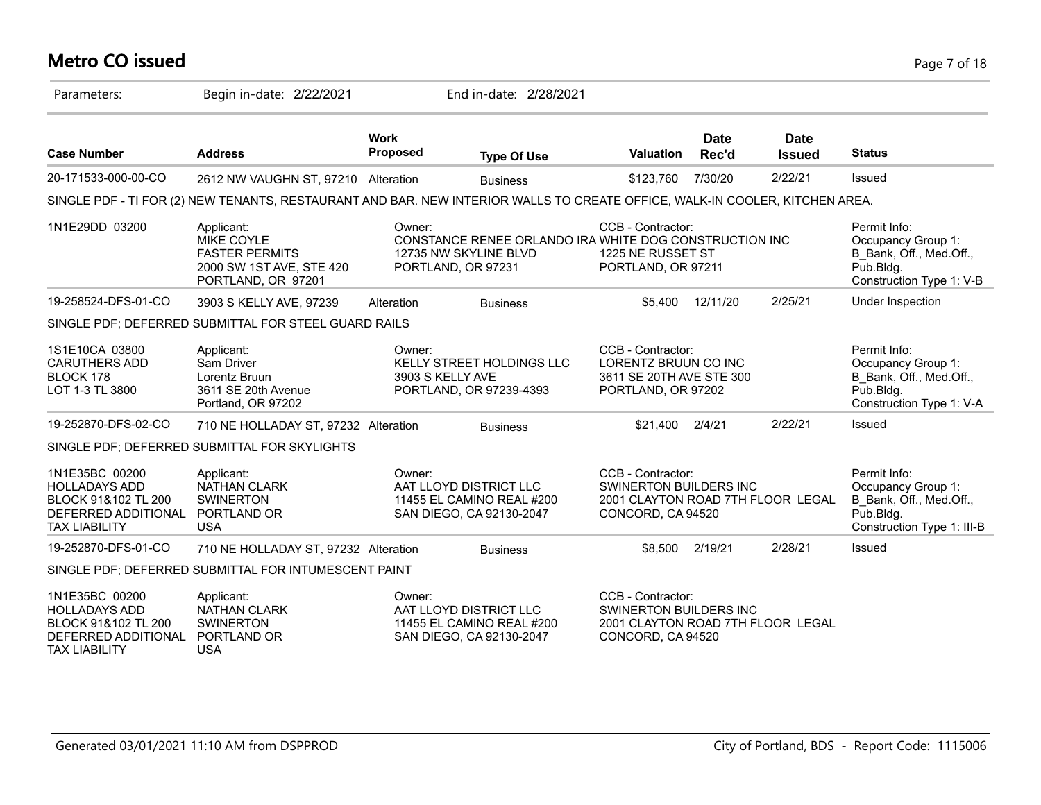# Metro CO issued

Parameters: Begin in-date: 2/22/2021 End in-date: 2/28/2021

| Case Number | Address | Work Proposed | Type Of Use | Valuation | Date Rec'd | Date Issued | Status |
|---|---|---|---|---|---|---|---|
| 20-171533-000-00-CO | 2612 NW VAUGHN ST, 97210 | Alteration | Business | $123,760 | 7/30/20 | 2/22/21 | Issued |

SINGLE PDF - TI FOR (2) NEW TENANTS, RESTAURANT AND BAR. NEW INTERIOR WALLS TO CREATE OFFICE, WALK-IN COOLER, KITCHEN AREA.

| | Applicant | Owner | CCB - Contractor | Permit Info |
|---|---|---|---|---|
| 1N1E29DD 03200 | MIKE COYLE<br>FASTER PERMITS<br>2000 SW 1ST AVE, STE 420<br>PORTLAND, OR 97201 | CONSTANCE RENEE ORLANDO IRA<br>12735 NW SKYLINE BLVD<br>PORTLAND, OR 97231 | WHITE DOG CONSTRUCTION INC<br>1225 NE RUSSET ST<br>PORTLAND, OR 97211 | Occupancy Group 1: B_Bank, Off., Med.Off., Pub.Bldg.<br>Construction Type 1: V-B |

| Case Number | Address | Work Proposed | Type Of Use | Valuation | Date Rec'd | Date Issued | Status |
|---|---|---|---|---|---|---|---|
| 19-258524-DFS-01-CO | 3903 S KELLY AVE, 97239 | Alteration | Business | $5,400 | 12/11/20 | 2/25/21 | Under Inspection |

SINGLE PDF; DEFERRED SUBMITTAL FOR STEEL GUARD RAILS

| | Applicant | Owner | CCB - Contractor | Permit Info |
|---|---|---|---|---|
| 1S1E10CA 03800<br>CARUTHERS ADD<br>BLOCK 178<br>LOT 1-3 TL 3800 | Sam Driver<br>Lorentz Bruun<br>3611 SE 20th Avenue<br>Portland, OR 97202 | KELLY STREET HOLDINGS LLC<br>3903 S KELLY AVE<br>PORTLAND, OR 97239-4393 | LORENTZ BRUUN CO INC<br>3611 SE 20TH AVE STE 300<br>PORTLAND, OR 97202 | Occupancy Group 1: B_Bank, Off., Med.Off., Pub.Bldg.<br>Construction Type 1: V-A |

| Case Number | Address | Work Proposed | Type Of Use | Valuation | Date Rec'd | Date Issued | Status |
|---|---|---|---|---|---|---|---|
| 19-252870-DFS-02-CO | 710 NE HOLLADAY ST, 97232 | Alteration | Business | $21,400 | 2/4/21 | 2/22/21 | Issued |

SINGLE PDF; DEFERRED SUBMITTAL FOR SKYLIGHTS

| | Applicant | Owner | CCB - Contractor | Permit Info |
|---|---|---|---|---|
| 1N1E35BC 00200<br>HOLLADAYS ADD<br>BLOCK 91&102 TL 200<br>DEFERRED ADDITIONAL TAX LIABILITY | NATHAN CLARK<br>SWINERTON<br>PORTLAND OR<br>USA | AAT LLOYD DISTRICT LLC<br>11455 EL CAMINO REAL #200<br>SAN DIEGO, CA 92130-2047 | SWINERTON BUILDERS INC<br>2001 CLAYTON ROAD 7TH FLOOR LEGAL<br>CONCORD, CA 94520 | Occupancy Group 1: B_Bank, Off., Med.Off., Pub.Bldg.<br>Construction Type 1: III-B |

| Case Number | Address | Work Proposed | Type Of Use | Valuation | Date Rec'd | Date Issued | Status |
|---|---|---|---|---|---|---|---|
| 19-252870-DFS-01-CO | 710 NE HOLLADAY ST, 97232 | Alteration | Business | $8,500 | 2/19/21 | 2/28/21 | Issued |

SINGLE PDF; DEFERRED SUBMITTAL FOR INTUMESCENT PAINT

| | Applicant | Owner | CCB - Contractor |
|---|---|---|---|
| 1N1E35BC 00200<br>HOLLADAYS ADD<br>BLOCK 91&102 TL 200<br>DEFERRED ADDITIONAL TAX LIABILITY | NATHAN CLARK<br>SWINERTON<br>PORTLAND OR<br>USA | AAT LLOYD DISTRICT LLC<br>11455 EL CAMINO REAL #200<br>SAN DIEGO, CA 92130-2047 | SWINERTON BUILDERS INC<br>2001 CLAYTON ROAD 7TH FLOOR LEGAL<br>CONCORD, CA 94520 |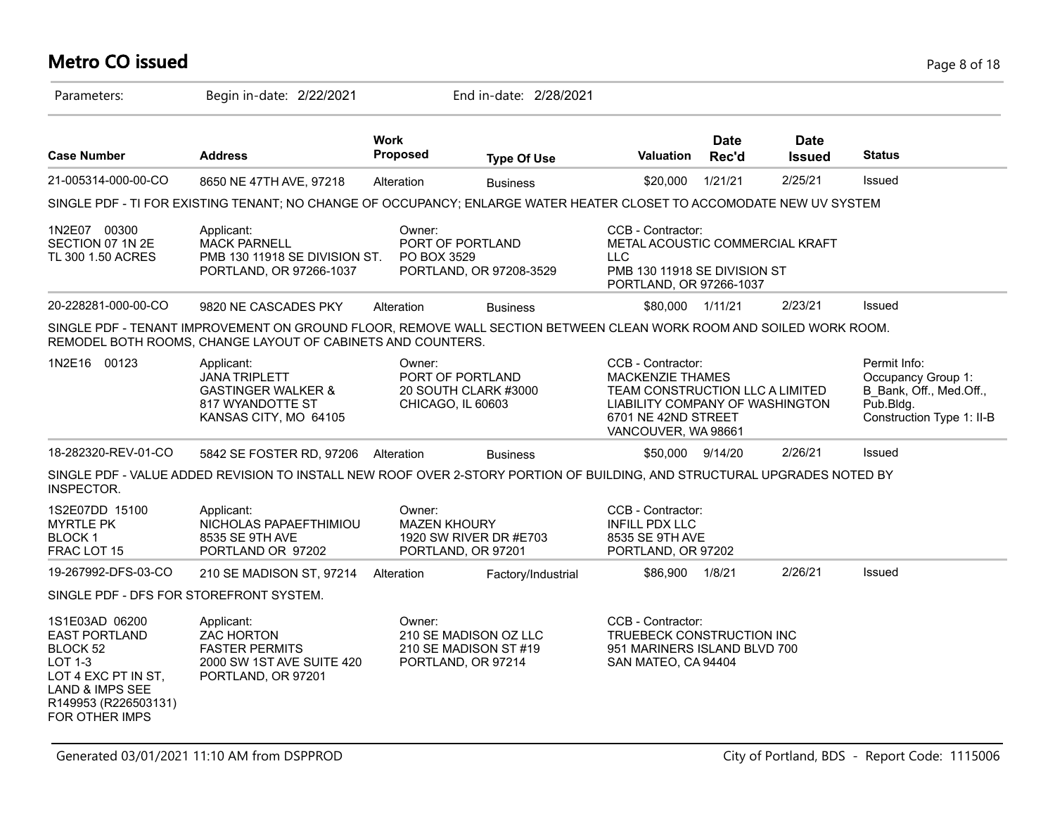# Metro CO issued

Parameters: Begin in-date: 2/22/2021 End in-date: 2/28/2021

| Case Number | Address | Work Proposed | Type Of Use | Valuation | Date Rec'd | Date Issued | Status |
|---|---|---|---|---|---|---|---|
| 21-005314-000-00-CO | 8650 NE 47TH AVE, 97218 | Alteration | Business | $20,000 | 1/21/21 | 2/25/21 | Issued |

SINGLE PDF - TI FOR EXISTING TENANT; NO CHANGE OF OCCUPANCY; ENLARGE WATER HEATER CLOSET TO ACCOMODATE NEW UV SYSTEM

| | Applicant | Owner | CCB - Contractor | Permit Info |
|---|---|---|---|---|
| 1N2E07 00300<br>SECTION 07 1N 2E<br>TL 300 1.50 ACRES | MACK PARNELL<br>PMB 130 11918 SE DIVISION ST.<br>PORTLAND, OR 97266-1037 | PORT OF PORTLAND<br>PO BOX 3529<br>PORTLAND, OR 97208-3529 | METAL ACOUSTIC COMMERCIAL KRAFT LLC<br>PMB 130 11918 SE DIVISION ST<br>PORTLAND, OR 97266-1037 | |

| Case Number | Address | Work Proposed | Type Of Use | Valuation | Date Rec'd | Date Issued | Status |
|---|---|---|---|---|---|---|---|
| 20-228281-000-00-CO | 9820 NE CASCADES PKY | Alteration | Business | $80,000 | 1/11/21 | 2/23/21 | Issued |

SINGLE PDF - TENANT IMPROVEMENT ON GROUND FLOOR, REMOVE WALL SECTION BETWEEN CLEAN WORK ROOM AND SOILED WORK ROOM. REMODEL BOTH ROOMS, CHANGE LAYOUT OF CABINETS AND COUNTERS.

| | Applicant | Owner | CCB - Contractor | Permit Info |
|---|---|---|---|---|
| 1N2E16 00123 | JANA TRIPLETT<br>GASTINGER WALKER &<br>817 WYANDOTTE ST<br>KANSAS CITY, MO 64105 | PORT OF PORTLAND<br>20 SOUTH CLARK #3000<br>CHICAGO, IL 60603 | MACKENZIE THAMES<br>TEAM CONSTRUCTION LLC A LIMITED LIABILITY COMPANY OF WASHINGTON<br>6701 NE 42ND STREET<br>VANCOUVER, WA 98661 | Occupancy Group 1: B_Bank, Off., Med.Off., Pub.Bldg.<br>Construction Type 1: II-B |

| Case Number | Address | Work Proposed | Type Of Use | Valuation | Date Rec'd | Date Issued | Status |
|---|---|---|---|---|---|---|---|
| 18-282320-REV-01-CO | 5842 SE FOSTER RD, 97206 | Alteration | Business | $50,000 | 9/14/20 | 2/26/21 | Issued |

SINGLE PDF - VALUE ADDED REVISION TO INSTALL NEW ROOF OVER 2-STORY PORTION OF BUILDING, AND STRUCTURAL UPGRADES NOTED BY INSPECTOR.

| | Applicant | Owner | CCB - Contractor | Permit Info |
|---|---|---|---|---|
| 1S2E07DD 15100<br>MYRTLE PK<br>BLOCK 1<br>FRAC LOT 15 | NICHOLAS PAPAEFTHIMIOU<br>8535 SE 9TH AVE<br>PORTLAND OR 97202 | MAZEN KHOURY<br>1920 SW RIVER DR #E703<br>PORTLAND, OR 97201 | INFILL PDX LLC<br>8535 SE 9TH AVE<br>PORTLAND, OR 97202 | |

| Case Number | Address | Work Proposed | Type Of Use | Valuation | Date Rec'd | Date Issued | Status |
|---|---|---|---|---|---|---|---|
| 19-267992-DFS-03-CO | 210 SE MADISON ST, 97214 | Alteration | Factory/Industrial | $86,900 | 1/8/21 | 2/26/21 | Issued |

SINGLE PDF - DFS FOR STOREFRONT SYSTEM.

| | Applicant | Owner | CCB - Contractor | Permit Info |
|---|---|---|---|---|
| 1S1E03AD 06200<br>EAST PORTLAND<br>BLOCK 52<br>LOT 1-3<br>LOT 4 EXC PT IN ST,<br>LAND & IMPS SEE<br>R149953 (R226503131)<br>FOR OTHER IMPS | ZAC HORTON<br>FASTER PERMITS<br>2000 SW 1ST AVE SUITE 420<br>PORTLAND, OR 97201 | 210 SE MADISON OZ LLC<br>210 SE MADISON ST #19<br>PORTLAND, OR 97214 | TRUEBECK CONSTRUCTION INC<br>951 MARINERS ISLAND BLVD 700<br>SAN MATEO, CA 94404 | |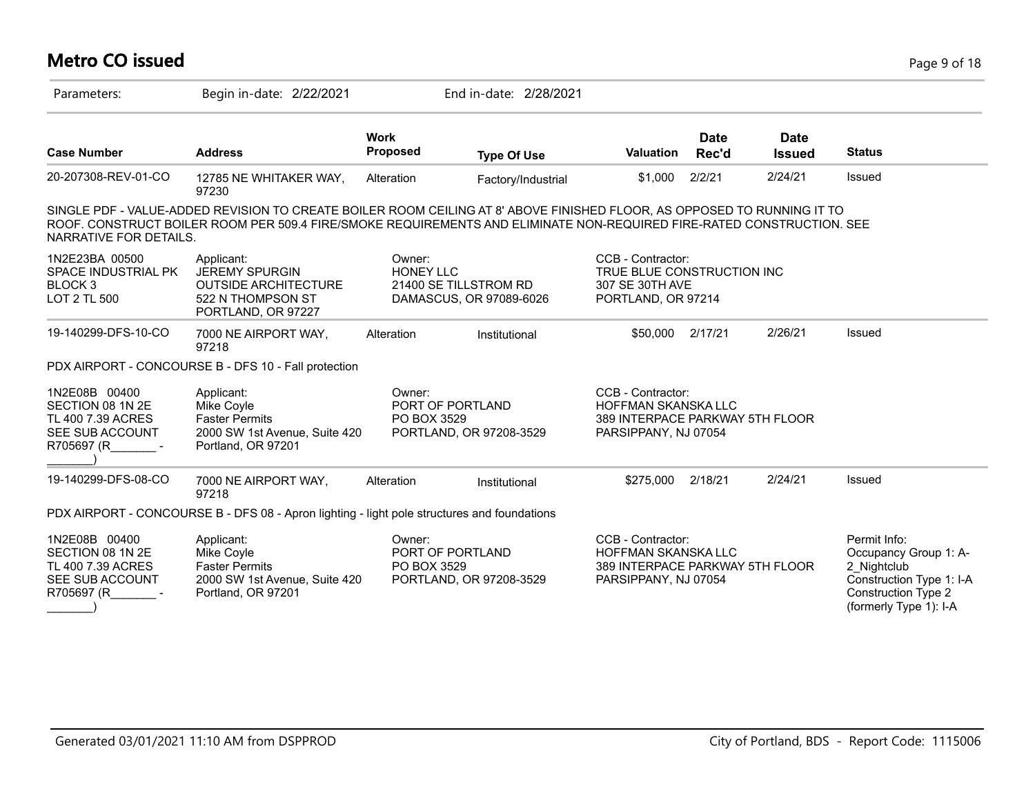# Metro CO issued

Parameters: Begin in-date: 2/22/2021 End in-date: 2/28/2021

| Case Number | Address | Work Proposed | Type Of Use | Valuation | Date Rec'd | Date Issued | Status |
|---|---|---|---|---|---|---|---|
| 20-207308-REV-01-CO | 12785 NE WHITAKER WAY, 97230 | Alteration | Factory/Industrial | $1,000 | 2/2/21 | 2/24/21 | Issued |

SINGLE PDF - VALUE-ADDED REVISION TO CREATE BOILER ROOM CEILING AT 8' ABOVE FINISHED FLOOR, AS OPPOSED TO RUNNING IT TO ROOF. CONSTRUCT BOILER ROOM PER 509.4 FIRE/SMOKE REQUIREMENTS AND ELIMINATE NON-REQUIRED FIRE-RATED CONSTRUCTION. SEE NARRATIVE FOR DETAILS.

1N2E23BA 00500
SPACE INDUSTRIAL PK
BLOCK 3
LOT 2 TL 500

Applicant:
JEREMY SPURGIN
OUTSIDE ARCHITECTURE
522 N THOMPSON ST
PORTLAND, OR 97227

Owner:
HONEY LLC
21400 SE TILLSTROM RD
DAMASCUS, OR 97089-6026

CCB - Contractor:
TRUE BLUE CONSTRUCTION INC
307 SE 30TH AVE
PORTLAND, OR 97214

| Case Number | Address | Work Proposed | Type Of Use | Valuation | Date Rec'd | Date Issued | Status |
|---|---|---|---|---|---|---|---|
| 19-140299-DFS-10-CO | 7000 NE AIRPORT WAY, 97218 | Alteration | Institutional | $50,000 | 2/17/21 | 2/26/21 | Issued |

PDX AIRPORT - CONCOURSE B - DFS 10 - Fall protection

1N2E08B 00400
SECTION 08 1N 2E
TL 400 7.39 ACRES
SEE SUB ACCOUNT
R705697 (R_______ - _______)

Applicant:
Mike Coyle
Faster Permits
2000 SW 1st Avenue, Suite 420
Portland, OR 97201

Owner:
PORT OF PORTLAND
PO BOX 3529
PORTLAND, OR 97208-3529

CCB - Contractor:
HOFFMAN SKANSKA LLC
389 INTERPACE PARKWAY 5TH FLOOR
PARSIPPANY, NJ 07054

| Case Number | Address | Work Proposed | Type Of Use | Valuation | Date Rec'd | Date Issued | Status |
|---|---|---|---|---|---|---|---|
| 19-140299-DFS-08-CO | 7000 NE AIRPORT WAY, 97218 | Alteration | Institutional | $275,000 | 2/18/21 | 2/24/21 | Issued |

PDX AIRPORT - CONCOURSE B - DFS 08 - Apron lighting - light pole structures and foundations

1N2E08B 00400
SECTION 08 1N 2E
TL 400 7.39 ACRES
SEE SUB ACCOUNT
R705697 (R_______ - _______)

Applicant:
Mike Coyle
Faster Permits
2000 SW 1st Avenue, Suite 420
Portland, OR 97201

Owner:
PORT OF PORTLAND
PO BOX 3529
PORTLAND, OR 97208-3529

CCB - Contractor:
HOFFMAN SKANSKA LLC
389 INTERPACE PARKWAY 5TH FLOOR
PARSIPPANY, NJ 07054

Permit Info:
Occupancy Group 1: A-2_Nightclub
Construction Type 1: I-A
Construction Type 2 (formerly Type 1): I-A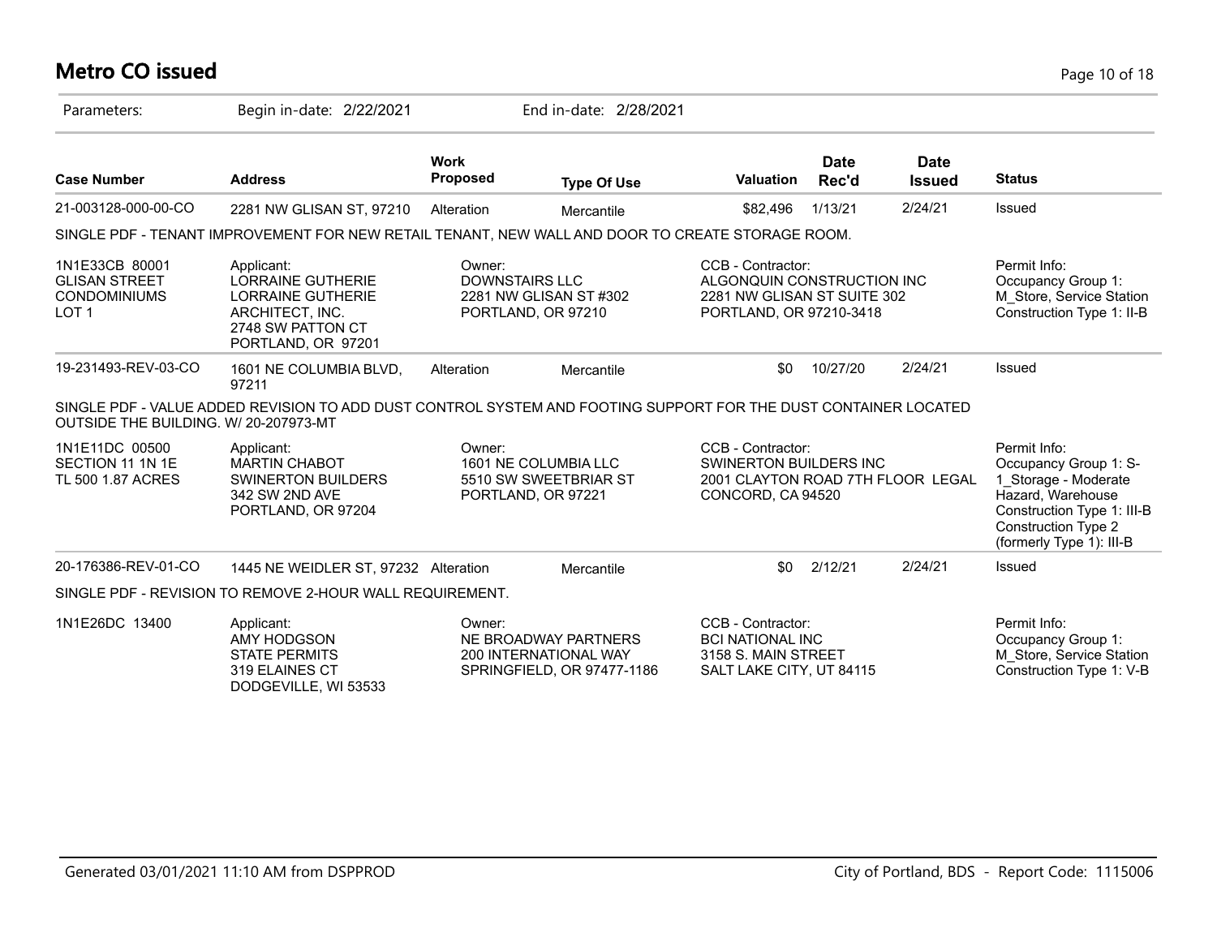# Metro CO issued

Parameters: Begin in-date: 2/22/2021 End in-date: 2/28/2021

| Case Number | Address | Work Proposed | Type Of Use | Valuation | Date Rec'd | Date Issued | Status |
|---|---|---|---|---|---|---|---|
| 21-003128-000-00-CO | 2281 NW GLISAN ST, 97210 | Alteration | Mercantile | $82,496 | 1/13/21 | 2/24/21 | Issued |
| SINGLE PDF - TENANT IMPROVEMENT FOR NEW RETAIL TENANT, NEW WALL AND DOOR TO CREATE STORAGE ROOM. | | | | | | | |
| 1N1E33CB 80001 GLISAN STREET CONDOMINIUMS LOT 1 | Applicant: LORRAINE GUTHERIE LORRAINE GUTHERIE ARCHITECT, INC. 2748 SW PATTON CT PORTLAND, OR 97201 | Owner: DOWNSTAIRS LLC 2281 NW GLISAN ST #302 PORTLAND, OR 97210 | | CCB - Contractor: ALGONQUIN CONSTRUCTION INC 2281 NW GLISAN ST SUITE 302 PORTLAND, OR 97210-3418 | | | Permit Info: Occupancy Group 1: M_Store, Service Station Construction Type 1: II-B |
| 19-231493-REV-03-CO | 1601 NE COLUMBIA BLVD, 97211 | Alteration | Mercantile | $0 | 10/27/20 | 2/24/21 | Issued |
| SINGLE PDF - VALUE ADDED REVISION TO ADD DUST CONTROL SYSTEM AND FOOTING SUPPORT FOR THE DUST CONTAINER LOCATED OUTSIDE THE BUILDING. W/ 20-207973-MT | | | | | | | |
| 1N1E11DC 00500 SECTION 11 1N 1E TL 500 1.87 ACRES | Applicant: MARTIN CHABOT SWINERTON BUILDERS 342 SW 2ND AVE PORTLAND, OR 97204 | Owner: 1601 NE COLUMBIA LLC 5510 SW SWEETBRIAR ST PORTLAND, OR 97221 | | CCB - Contractor: SWINERTON BUILDERS INC 2001 CLAYTON ROAD 7TH FLOOR LEGAL CONCORD, CA 94520 | | | Permit Info: Occupancy Group 1: S-1_Storage - Moderate Hazard, Warehouse Construction Type 1: III-B Construction Type 2 (formerly Type 1): III-B |
| 20-176386-REV-01-CO | 1445 NE WEIDLER ST, 97232 | Alteration | Mercantile | $0 | 2/12/21 | 2/24/21 | Issued |
| SINGLE PDF - REVISION TO REMOVE 2-HOUR WALL REQUIREMENT. | | | | | | | |
| 1N1E26DC 13400 | Applicant: AMY HODGSON STATE PERMITS 319 ELAINES CT DODGEVILLE, WI 53533 | Owner: NE BROADWAY PARTNERS 200 INTERNATIONAL WAY SPRINGFIELD, OR 97477-1186 | | CCB - Contractor: BCI NATIONAL INC 3158 S. MAIN STREET SALT LAKE CITY, UT 84115 | | | Permit Info: Occupancy Group 1: M_Store, Service Station Construction Type 1: V-B |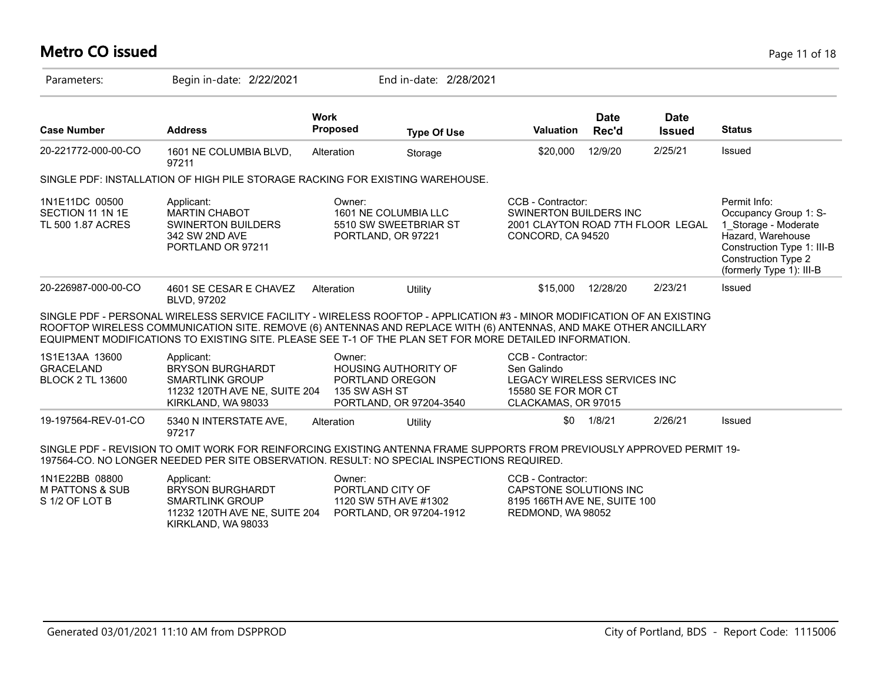## Metro CO issued

Parameters: Begin in-date: 2/22/2021 End in-date: 2/28/2021

| Case Number | Address | Work Proposed | Type Of Use | Valuation | Date Rec'd | Date Issued | Status |
|---|---|---|---|---|---|---|---|
| 20-221772-000-00-CO | 1601 NE COLUMBIA BLVD, 97211 | Alteration | Storage | $20,000 | 12/9/20 | 2/25/21 | Issued |

SINGLE PDF: INSTALLATION OF HIGH PILE STORAGE RACKING FOR EXISTING WAREHOUSE.

1N1E11DC 00500
SECTION 11 1N 1E
TL 500 1.87 ACRES

Applicant:
MARTIN CHABOT
SWINERTON BUILDERS
342 SW 2ND AVE
PORTLAND OR 97211

Owner:
1601 NE COLUMBIA LLC
5510 SW SWEETBRIAR ST
PORTLAND, OR 97221

CCB - Contractor:
SWINERTON BUILDERS INC
2001 CLAYTON ROAD 7TH FLOOR LEGAL
CONCORD, CA 94520

Permit Info:
Occupancy Group 1: S-1_Storage - Moderate Hazard, Warehouse
Construction Type 1: III-B
Construction Type 2 (formerly Type 1): III-B

| Case Number | Address | Work Proposed | Type Of Use | Valuation | Date Rec'd | Date Issued | Status |
|---|---|---|---|---|---|---|---|
| 20-226987-000-00-CO | 4601 SE CESAR E CHAVEZ BLVD, 97202 | Alteration | Utility | $15,000 | 12/28/20 | 2/23/21 | Issued |

SINGLE PDF - PERSONAL WIRELESS SERVICE FACILITY - WIRELESS ROOFTOP - APPLICATION #3 - MINOR MODIFICATION OF AN EXISTING ROOFTOP WIRELESS COMMUNICATION SITE. REMOVE (6) ANTENNAS AND REPLACE WITH (6) ANTENNAS, AND MAKE OTHER ANCILLARY EQUIPMENT MODIFICATIONS TO EXISTING SITE. PLEASE SEE T-1 OF THE PLAN SET FOR MORE DETAILED INFORMATION.

1S1E13AA 13600
GRACELAND
BLOCK 2 TL 13600

Applicant:
BRYSON BURGHARDT
SMARTLINK GROUP
11232 120TH AVE NE, SUITE 204
KIRKLAND, WA 98033

Owner:
HOUSING AUTHORITY OF PORTLAND OREGON
135 SW ASH ST
PORTLAND, OR 97204-3540

CCB - Contractor:
Sen Galindo
LEGACY WIRELESS SERVICES INC
15580 SE FOR MOR CT
CLACKAMAS, OR 97015

| Case Number | Address | Work Proposed | Type Of Use | Valuation | Date Rec'd | Date Issued | Status |
|---|---|---|---|---|---|---|---|
| 19-197564-REV-01-CO | 5340 N INTERSTATE AVE, 97217 | Alteration | Utility | $0 | 1/8/21 | 2/26/21 | Issued |

SINGLE PDF - REVISION TO OMIT WORK FOR REINFORCING EXISTING ANTENNA FRAME SUPPORTS FROM PREVIOUSLY APPROVED PERMIT 19-197564-CO. NO LONGER NEEDED PER SITE OBSERVATION. RESULT: NO SPECIAL INSPECTIONS REQUIRED.

1N1E22BB 08800
M PATTONS & SUB
S 1/2 OF LOT B

Applicant:
BRYSON BURGHARDT
SMARTLINK GROUP
11232 120TH AVE NE, SUITE 204
KIRKLAND, WA 98033

Owner:
PORTLAND CITY OF
1120 SW 5TH AVE #1302
PORTLAND, OR 97204-1912

CCB - Contractor:
CAPSTONE SOLUTIONS INC
8195 166TH AVE NE, SUITE 100
REDMOND, WA 98052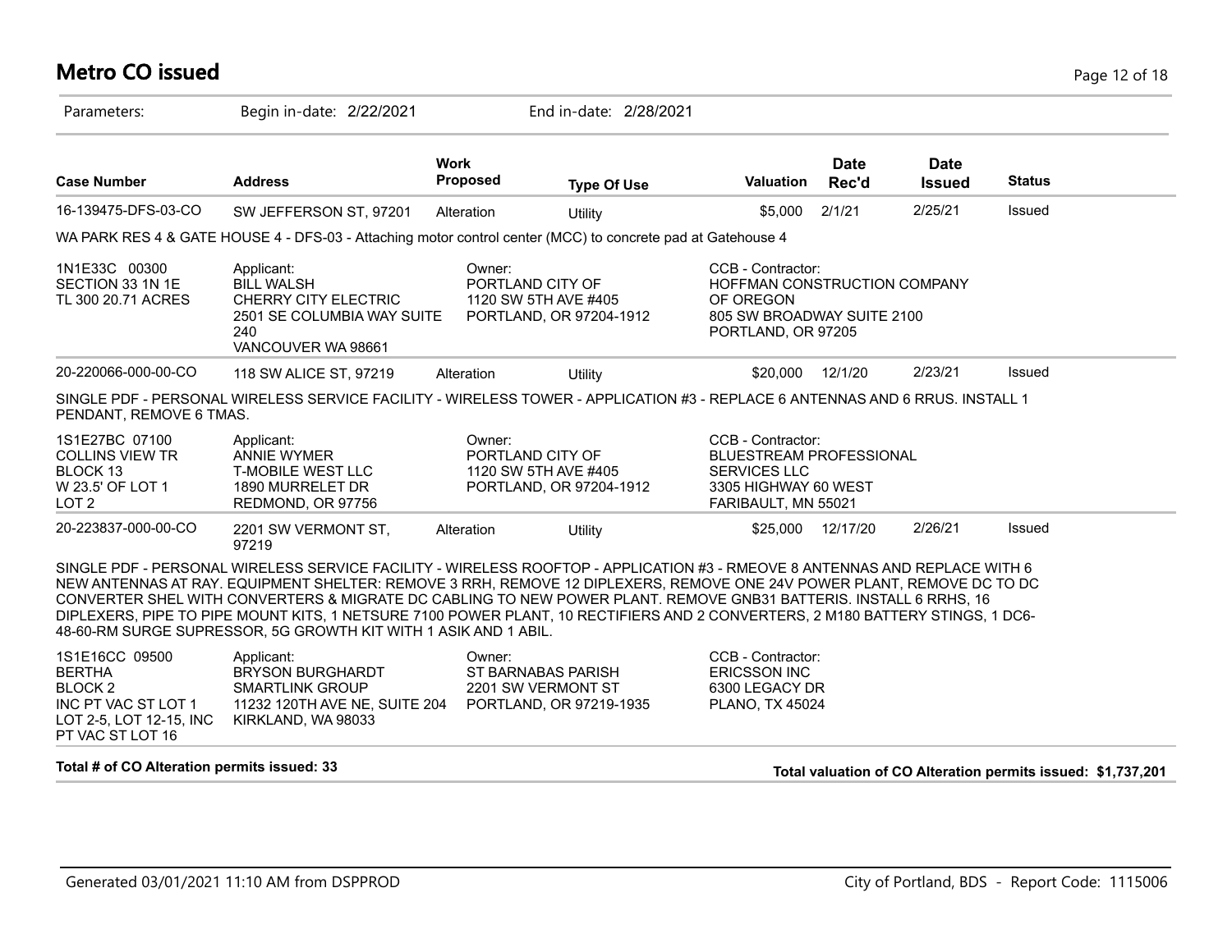# Metro CO issued

Parameters: Begin in-date: 2/22/2021 End in-date: 2/28/2021

| Case Number | Address | Work Proposed | Type Of Use | Valuation | Date Rec'd | Date Issued | Status |
|---|---|---|---|---|---|---|---|
| 16-139475-DFS-03-CO | SW JEFFERSON ST, 97201 | Alteration | Utility | $5,000 | 2/1/21 | 2/25/21 | Issued |

WA PARK RES 4 & GATE HOUSE 4 - DFS-03 - Attaching motor control center (MCC) to concrete pad at Gatehouse 4

| | Applicant: | Owner: | CCB - Contractor: |
|---|---|---|---|
| 1N1E33C 00300<br>SECTION 33 1N 1E<br>TL 300 20.71 ACRES | BILL WALSH<br>CHERRY CITY ELECTRIC<br>2501 SE COLUMBIA WAY SUITE 240<br>VANCOUVER WA 98661 | PORTLAND CITY OF<br>1120 SW 5TH AVE #405<br>PORTLAND, OR 97204-1912 | HOFFMAN CONSTRUCTION COMPANY OF OREGON<br>805 SW BROADWAY SUITE 2100<br>PORTLAND, OR 97205 |

| Case Number | Address | Work Proposed | Type Of Use | Valuation | Date Rec'd | Date Issued | Status |
|---|---|---|---|---|---|---|---|
| 20-220066-000-00-CO | 118 SW ALICE ST, 97219 | Alteration | Utility | $20,000 | 12/1/20 | 2/23/21 | Issued |

SINGLE PDF - PERSONAL WIRELESS SERVICE FACILITY - WIRELESS TOWER - APPLICATION #3 - REPLACE 6 ANTENNAS AND 6 RRUS. INSTALL 1 PENDANT, REMOVE 6 TMAS.

| | Applicant: | Owner: | CCB - Contractor: |
|---|---|---|---|
| 1S1E27BC 07100<br>COLLINS VIEW TR<br>BLOCK 13<br>W 23.5' OF LOT 1<br>LOT 2 | ANNIE WYMER<br>T-MOBILE WEST LLC<br>1890 MURRELET DR<br>REDMOND, OR 97756 | PORTLAND CITY OF<br>1120 SW 5TH AVE #405<br>PORTLAND, OR 97204-1912 | BLUESTREAM PROFESSIONAL SERVICES LLC<br>3305 HIGHWAY 60 WEST<br>FARIBAULT, MN 55021 |

| Case Number | Address | Work Proposed | Type Of Use | Valuation | Date Rec'd | Date Issued | Status |
|---|---|---|---|---|---|---|---|
| 20-223837-000-00-CO | 2201 SW VERMONT ST, 97219 | Alteration | Utility | $25,000 | 12/17/20 | 2/26/21 | Issued |

SINGLE PDF - PERSONAL WIRELESS SERVICE FACILITY - WIRELESS ROOFTOP - APPLICATION #3 - RMEOVE 8 ANTENNAS AND REPLACE WITH 6 NEW ANTENNAS AT RAY. EQUIPMENT SHELTER: REMOVE 3 RRH, REMOVE 12 DIPLEXERS, REMOVE ONE 24V POWER PLANT, REMOVE DC TO DC CONVERTER SHEL WITH CONVERTERS & MIGRATE DC CABLING TO NEW POWER PLANT. REMOVE GNB31 BATTERIS. INSTALL 6 RRHS, 16 DIPLEXERS, PIPE TO PIPE MOUNT KITS, 1 NETSURE 7100 POWER PLANT, 10 RECTIFIERS AND 2 CONVERTERS, 2 M180 BATTERY STINGS, 1 DC6-48-60-RM SURGE SUPRESSOR, 5G GROWTH KIT WITH 1 ASIK AND 1 ABIL.

| | Applicant: | Owner: | CCB - Contractor: |
|---|---|---|---|
| 1S1E16CC 09500<br>BERTHA<br>BLOCK 2<br>INC PT VAC ST LOT 1<br>LOT 2-5, LOT 12-15, INC PT VAC ST LOT 16 | BRYSON BURGHARDT<br>SMARTLINK GROUP<br>11232 120TH AVE NE, SUITE 204<br>KIRKLAND, WA 98033 | ST BARNABAS PARISH<br>2201 SW VERMONT ST<br>PORTLAND, OR 97219-1935 | ERICSSON INC<br>6300 LEGACY DR<br>PLANO, TX 45024 |

**Total # of CO Alteration permits issued: 33**

**Total valuation of CO Alteration permits issued: $1,737,201**

Generated 03/01/2021 11:10 AM from DSPPROD

City of Portland, BDS - Report Code: 1115006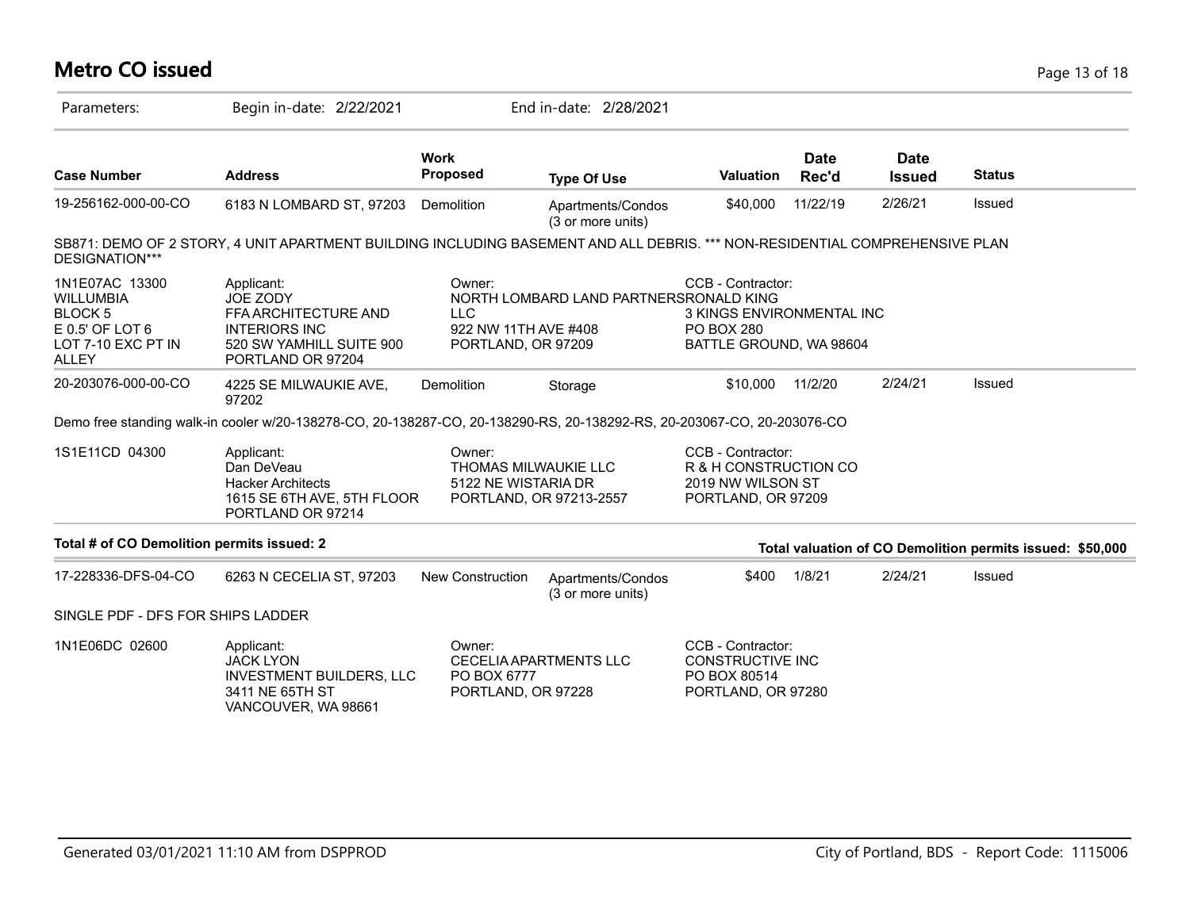# Metro CO issued

Parameters: Begin in-date: 2/22/2021 End in-date: 2/28/2021

| Case Number | Address | Work Proposed | Type Of Use | Valuation | Date Rec'd | Date Issued | Status |
|---|---|---|---|---|---|---|---|
| 19-256162-000-00-CO | 6183 N LOMBARD ST, 97203 | Demolition | Apartments/Condos (3 or more units) | $40,000 | 11/22/19 | 2/26/21 | Issued |

SB871: DEMO OF 2 STORY, 4 UNIT APARTMENT BUILDING INCLUDING BASEMENT AND ALL DEBRIS. *** NON-RESIDENTIAL COMPREHENSIVE PLAN DESIGNATION***

| | Applicant | Owner | CCB - Contractor |
|---|---|---|---|
| 1N1E07AC 13300 WILLUMBIA BLOCK 5 E 0.5' OF LOT 6 LOT 7-10 EXC PT IN ALLEY | JOE ZODY FFA ARCHITECTURE AND INTERIORS INC 520 SW YAMHILL SUITE 900 PORTLAND OR 97204 | NORTH LOMBARD LAND PARTNERS LLC 922 NW 11TH AVE #408 PORTLAND, OR 97209 | RONALD KING 3 KINGS ENVIRONMENTAL INC PO BOX 280 BATTLE GROUND, WA 98604 |

| Case Number | Address | Work Proposed | Type Of Use | Valuation | Date Rec'd | Date Issued | Status |
|---|---|---|---|---|---|---|---|
| 20-203076-000-00-CO | 4225 SE MILWAUKIE AVE, 97202 | Demolition | Storage | $10,000 | 11/2/20 | 2/24/21 | Issued |

Demo free standing walk-in cooler w/20-138278-CO, 20-138287-CO, 20-138290-RS, 20-138292-RS, 20-203067-CO, 20-203076-CO

| | Applicant | Owner | CCB - Contractor |
|---|---|---|---|
| 1S1E11CD 04300 | Dan DeVeau Hacker Architects 1615 SE 6TH AVE, 5TH FLOOR PORTLAND OR 97214 | THOMAS MILWAUKIE LLC 5122 NE WISTARIA DR PORTLAND, OR 97213-2557 | R & H CONSTRUCTION CO 2019 NW WILSON ST PORTLAND, OR 97209 |

**Total # of CO Demolition permits issued: 2**

**Total valuation of CO Demolition permits issued: $50,000**

| Case Number | Address | Work Proposed | Type Of Use | Valuation | Date Rec'd | Date Issued | Status |
|---|---|---|---|---|---|---|---|
| 17-228336-DFS-04-CO | 6263 N CECELIA ST, 97203 | New Construction | Apartments/Condos (3 or more units) | $400 | 1/8/21 | 2/24/21 | Issued |

SINGLE PDF - DFS FOR SHIPS LADDER

| | Applicant | Owner | CCB - Contractor |
|---|---|---|---|
| 1N1E06DC 02600 | JACK LYON INVESTMENT BUILDERS, LLC 3411 NE 65TH ST VANCOUVER, WA 98661 | CECELIA APARTMENTS LLC PO BOX 6777 PORTLAND, OR 97228 | CONSTRUCTIVE INC PO BOX 80514 PORTLAND, OR 97280 |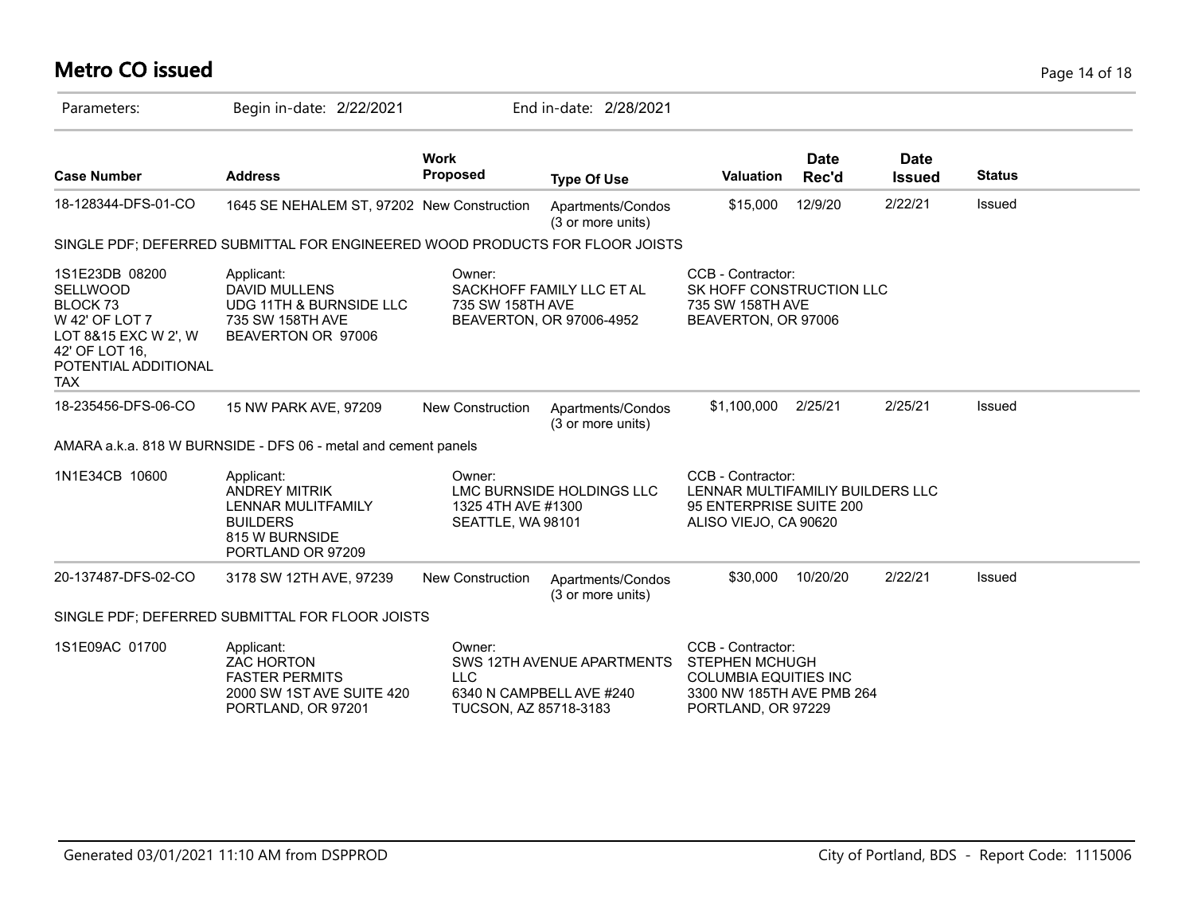# Metro CO issued

Parameters: Begin in-date: 2/22/2021 End in-date: 2/28/2021

| Case Number | Address | Work Proposed | Type Of Use | Valuation | Date Rec'd | Date Issued | Status |
|---|---|---|---|---|---|---|---|
| 18-128344-DFS-01-CO | 1645 SE NEHALEM ST, 97202 | New Construction | Apartments/Condos (3 or more units) | $15,000 | 12/9/20 | 2/22/21 | Issued |

SINGLE PDF; DEFERRED SUBMITTAL FOR ENGINEERED WOOD PRODUCTS FOR FLOOR JOISTS

| | | | |
|---|---|---|---|
| 1S1E23DB 08200 SELLWOOD BLOCK 73 W 42' OF LOT 7 LOT 8&15 EXC W 2', W 42' OF LOT 16, POTENTIAL ADDITIONAL TAX | Applicant: DAVID MULLENS UDG 11TH & BURNSIDE LLC 735 SW 158TH AVE BEAVERTON OR 97006 | Owner: SACKHOFF FAMILY LLC ET AL 735 SW 158TH AVE BEAVERTON, OR 97006-4952 | CCB - Contractor: SK HOFF CONSTRUCTION LLC 735 SW 158TH AVE BEAVERTON, OR 97006 |

| Case Number | Address | Work Proposed | Type Of Use | Valuation | Date Rec'd | Date Issued | Status |
|---|---|---|---|---|---|---|---|
| 18-235456-DFS-06-CO | 15 NW PARK AVE, 97209 | New Construction | Apartments/Condos (3 or more units) | $1,100,000 | 2/25/21 | 2/25/21 | Issued |

AMARA a.k.a. 818 W BURNSIDE - DFS 06 - metal and cement panels

| | | | |
|---|---|---|---|
| 1N1E34CB 10600 | Applicant: ANDREY MITRIK LENNAR MULITFAMILY BUILDERS 815 W BURNSIDE PORTLAND OR 97209 | Owner: LMC BURNSIDE HOLDINGS LLC 1325 4TH AVE #1300 SEATTLE, WA 98101 | CCB - Contractor: LENNAR MULTIFAMILIY BUILDERS LLC 95 ENTERPRISE SUITE 200 ALISO VIEJO, CA 90620 |

| Case Number | Address | Work Proposed | Type Of Use | Valuation | Date Rec'd | Date Issued | Status |
|---|---|---|---|---|---|---|---|
| 20-137487-DFS-02-CO | 3178 SW 12TH AVE, 97239 | New Construction | Apartments/Condos (3 or more units) | $30,000 | 10/20/20 | 2/22/21 | Issued |

SINGLE PDF; DEFERRED SUBMITTAL FOR FLOOR JOISTS

| | | | |
|---|---|---|---|
| 1S1E09AC 01700 | Applicant: ZAC HORTON FASTER PERMITS 2000 SW 1ST AVE SUITE 420 PORTLAND, OR 97201 | Owner: SWS 12TH AVENUE APARTMENTS LLC 6340 N CAMPBELL AVE #240 TUCSON, AZ 85718-3183 | CCB - Contractor: STEPHEN MCHUGH COLUMBIA EQUITIES INC 3300 NW 185TH AVE PMB 264 PORTLAND, OR 97229 |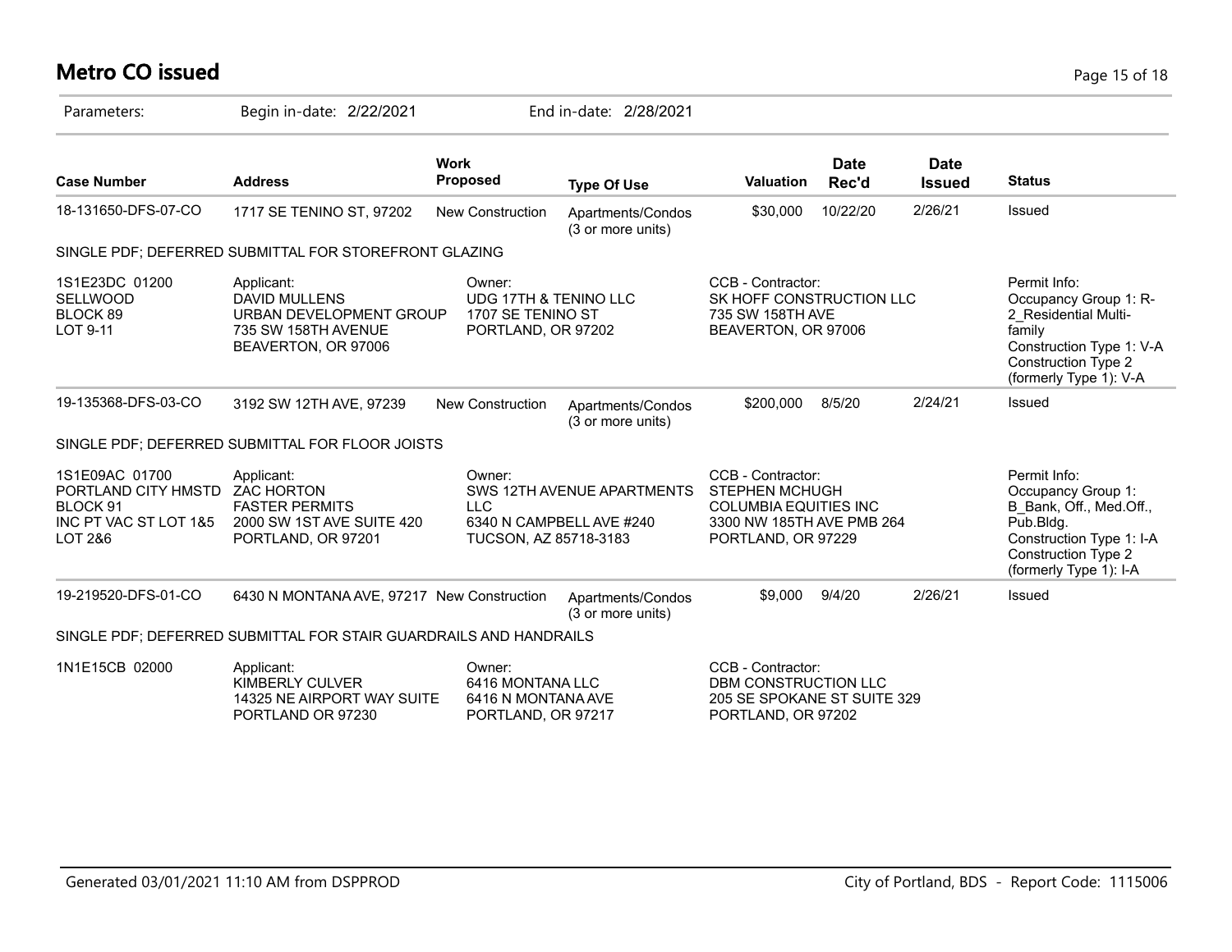# Metro CO issued

Parameters: Begin in-date: 2/22/2021 End in-date: 2/28/2021

| Case Number | Address | Work Proposed | Type Of Use | Valuation | Date Rec'd | Date Issued | Status |
|---|---|---|---|---|---|---|---|
| 18-131650-DFS-07-CO | 1717 SE TENINO ST, 97202 | New Construction | Apartments/Condos (3 or more units) | $30,000 | 10/22/20 | 2/26/21 | Issued |

SINGLE PDF; DEFERRED SUBMITTAL FOR STOREFRONT GLAZING

| | Applicant: | Owner: | CCB - Contractor: | Permit Info: |
|---|---|---|---|---|
| 1S1E23DC 01200 SELLWOOD BLOCK 89 LOT 9-11 | DAVID MULLENS URBAN DEVELOPMENT GROUP 735 SW 158TH AVENUE BEAVERTON, OR 97006 | UDG 17TH & TENINO LLC 1707 SE TENINO ST PORTLAND, OR 97202 | SK HOFF CONSTRUCTION LLC 735 SW 158TH AVE BEAVERTON, OR 97006 | Occupancy Group 1: R-2_Residential Multi-family Construction Type 1: V-A Construction Type 2 (formerly Type 1): V-A |

| Case Number | Address | Work Proposed | Type Of Use | Valuation | Date Rec'd | Date Issued | Status |
|---|---|---|---|---|---|---|---|
| 19-135368-DFS-03-CO | 3192 SW 12TH AVE, 97239 | New Construction | Apartments/Condos (3 or more units) | $200,000 | 8/5/20 | 2/24/21 | Issued |

SINGLE PDF; DEFERRED SUBMITTAL FOR FLOOR JOISTS

| | Applicant: | Owner: | CCB - Contractor: | Permit Info: |
|---|---|---|---|---|
| 1S1E09AC 01700 PORTLAND CITY HMSTD BLOCK 91 INC PT VAC ST LOT 1&5 LOT 2&6 | ZAC HORTON FASTER PERMITS 2000 SW 1ST AVE SUITE 420 PORTLAND, OR 97201 | SWS 12TH AVENUE APARTMENTS LLC 6340 N CAMPBELL AVE #240 TUCSON, AZ 85718-3183 | STEPHEN MCHUGH COLUMBIA EQUITIES INC 3300 NW 185TH AVE PMB 264 PORTLAND, OR 97229 | Occupancy Group 1: B_Bank, Off., Med.Off., Pub.Bldg. Construction Type 1: I-A Construction Type 2 (formerly Type 1): I-A |

| Case Number | Address | Work Proposed | Type Of Use | Valuation | Date Rec'd | Date Issued | Status |
|---|---|---|---|---|---|---|---|
| 19-219520-DFS-01-CO | 6430 N MONTANA AVE, 97217 | New Construction | Apartments/Condos (3 or more units) | $9,000 | 9/4/20 | 2/26/21 | Issued |

SINGLE PDF; DEFERRED SUBMITTAL FOR STAIR GUARDRAILS AND HANDRAILS

| | Applicant: | Owner: | CCB - Contractor: |
|---|---|---|---|
| 1N1E15CB 02000 | KIMBERLY CULVER 14325 NE AIRPORT WAY SUITE PORTLAND OR 97230 | 6416 MONTANA LLC 6416 N MONTANA AVE PORTLAND, OR 97217 | DBM CONSTRUCTION LLC 205 SE SPOKANE ST SUITE 329 PORTLAND, OR 97202 |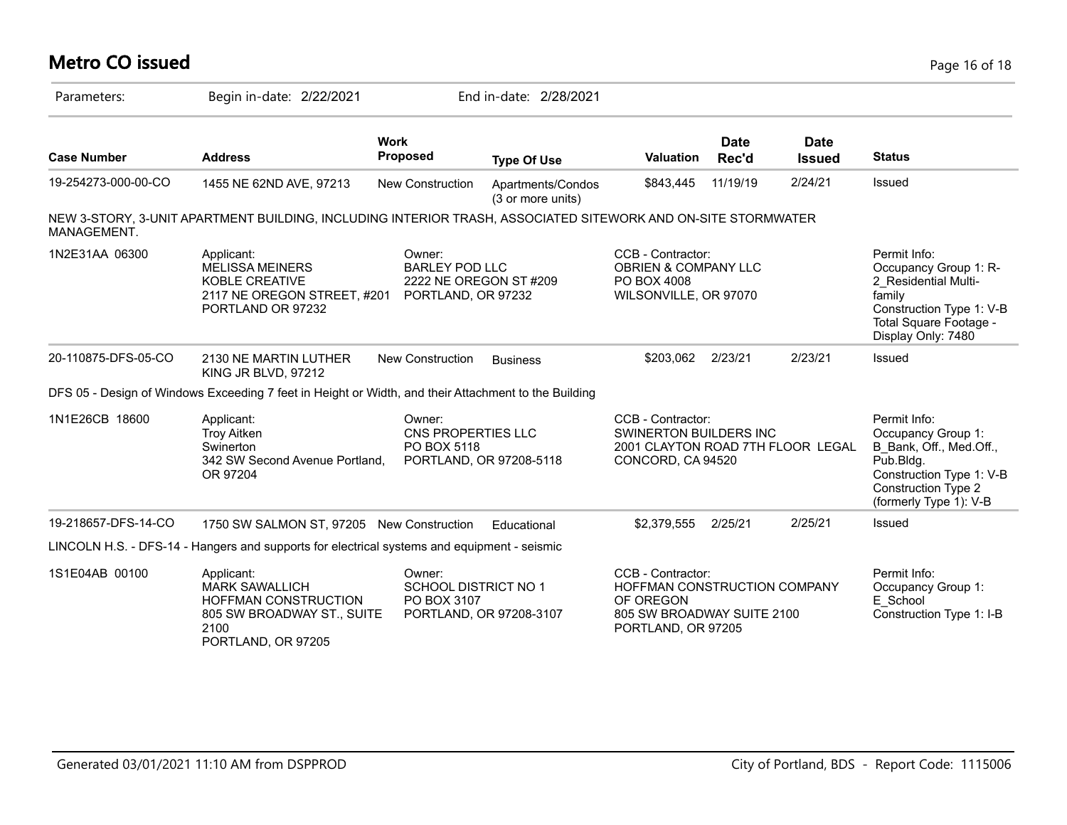# Metro CO issued

Parameters: Begin in-date: 2/22/2021 End in-date: 2/28/2021

| Case Number | Address | Work Proposed | Type Of Use | Valuation | Date Rec'd | Date Issued | Status |
|---|---|---|---|---|---|---|---|
| 19-254273-000-00-CO | 1455 NE 62ND AVE, 97213 | New Construction | Apartments/Condos (3 or more units) | $843,445 | 11/19/19 | 2/24/21 | Issued |

NEW 3-STORY, 3-UNIT APARTMENT BUILDING, INCLUDING INTERIOR TRASH, ASSOCIATED SITEWORK AND ON-SITE STORMWATER MANAGEMENT.

| | | | | |
|---|---|---|---|---|
| 1N2E31AA 06300 | Applicant:<br>MELISSA MEINERS<br>KOBLE CREATIVE<br>2117 NE OREGON STREET, #201<br>PORTLAND OR 97232 | Owner:<br>BARLEY POD LLC<br>2222 NE OREGON ST #209<br>PORTLAND, OR 97232 | CCB - Contractor:<br>OBRIEN & COMPANY LLC<br>PO BOX 4008<br>WILSONVILLE, OR 97070 | Permit Info:<br>Occupancy Group 1: R-2_Residential Multi-family<br>Construction Type 1: V-B<br>Total Square Footage - Display Only: 7480 |

| Case Number | Address | Work Proposed | Type Of Use | Valuation | Date Rec'd | Date Issued | Status |
|---|---|---|---|---|---|---|---|
| 20-110875-DFS-05-CO | 2130 NE MARTIN LUTHER KING JR BLVD, 97212 | New Construction | Business | $203,062 | 2/23/21 | 2/23/21 | Issued |

DFS 05 - Design of Windows Exceeding 7 feet in Height or Width, and their Attachment to the Building

| | | | | |
|---|---|---|---|---|
| 1N1E26CB 18600 | Applicant:<br>Troy Aitken<br>Swinerton<br>342 SW Second Avenue Portland, OR 97204 | Owner:<br>CNS PROPERTIES LLC<br>PO BOX 5118<br>PORTLAND, OR 97208-5118 | CCB - Contractor:<br>SWINERTON BUILDERS INC<br>2001 CLAYTON ROAD 7TH FLOOR LEGAL<br>CONCORD, CA 94520 | Permit Info:<br>Occupancy Group 1: B_Bank, Off., Med.Off., Pub.Bldg.<br>Construction Type 1: V-B<br>Construction Type 2 (formerly Type 1): V-B |

| Case Number | Address | Work Proposed | Type Of Use | Valuation | Date Rec'd | Date Issued | Status |
|---|---|---|---|---|---|---|---|
| 19-218657-DFS-14-CO | 1750 SW SALMON ST, 97205 | New Construction | Educational | $2,379,555 | 2/25/21 | 2/25/21 | Issued |

LINCOLN H.S. - DFS-14 - Hangers and supports for electrical systems and equipment - seismic

| | | | | |
|---|---|---|---|---|
| 1S1E04AB 00100 | Applicant:<br>MARK SAWALLICH<br>HOFFMAN CONSTRUCTION<br>805 SW BROADWAY ST., SUITE 2100<br>PORTLAND, OR 97205 | Owner:<br>SCHOOL DISTRICT NO 1<br>PO BOX 3107<br>PORTLAND, OR 97208-3107 | CCB - Contractor:<br>HOFFMAN CONSTRUCTION COMPANY OF OREGON<br>805 SW BROADWAY SUITE 2100<br>PORTLAND, OR 97205 | Permit Info:<br>Occupancy Group 1: E_School<br>Construction Type 1: I-B |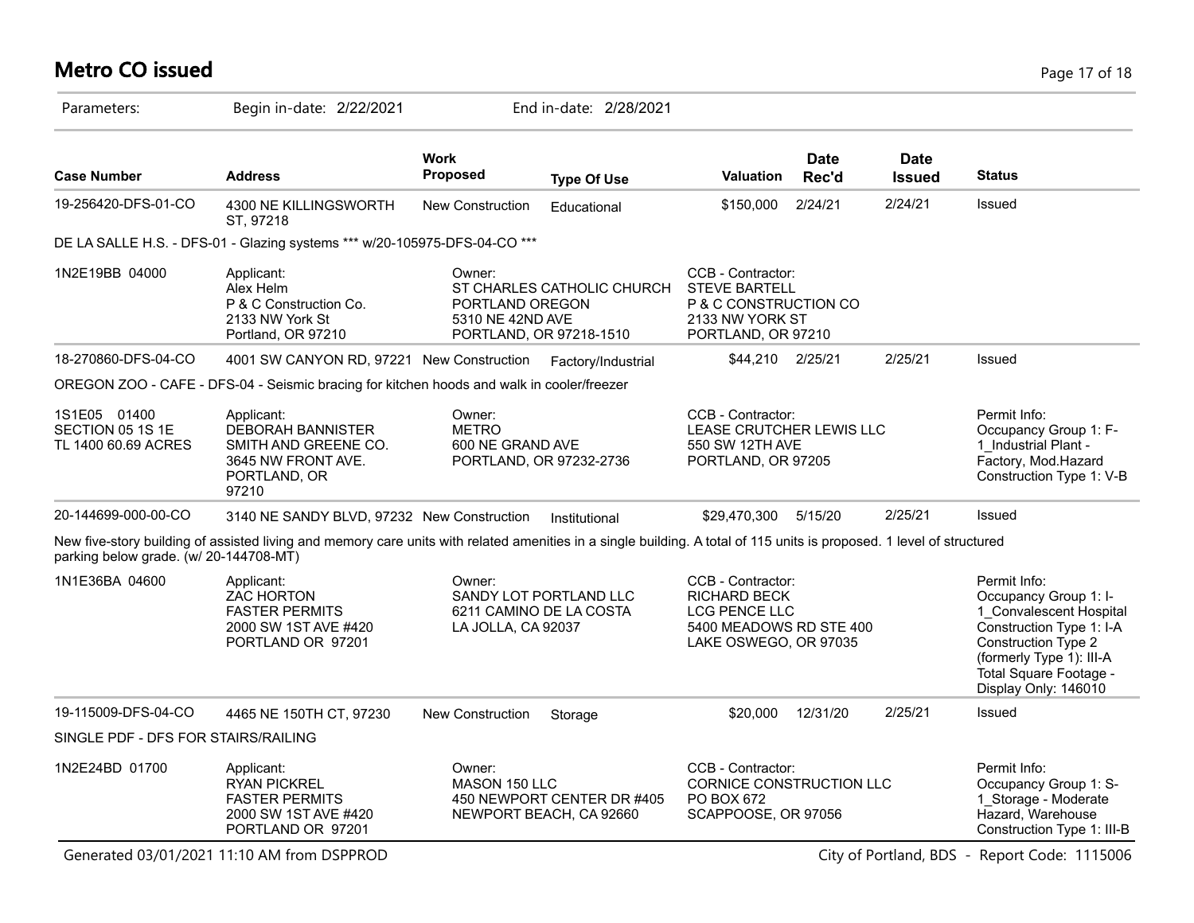# Metro CO issued

Parameters: Begin in-date: 2/22/2021 End in-date: 2/28/2021

| Case Number | Address | Work Proposed | Type Of Use | Valuation | Date Rec'd | Date Issued | Status |
|---|---|---|---|---|---|---|---|
| 19-256420-DFS-01-CO | 4300 NE KILLINGSWORTH ST, 97218 | New Construction | Educational | $150,000 | 2/24/21 | 2/24/21 | Issued |

DE LA SALLE H.S. - DFS-01 - Glazing systems *** w/20-105975-DFS-04-CO ***

| | | | | |
|---|---|---|---|---|
| 1N2E19BB 04000 | Applicant:<br>Alex Helm<br>P & C Construction Co.<br>2133 NW York St<br>Portland, OR 97210 | Owner:<br>ST CHARLES CATHOLIC CHURCH<br>PORTLAND OREGON<br>5310 NE 42ND AVE<br>PORTLAND, OR 97218-1510 | CCB - Contractor:<br>STEVE BARTELL<br>P & C CONSTRUCTION CO<br>2133 NW YORK ST<br>PORTLAND, OR 97210 | |

| Case Number | Address | Work Proposed | Type Of Use | Valuation | Date Rec'd | Date Issued | Status |
|---|---|---|---|---|---|---|---|
| 18-270860-DFS-04-CO | 4001 SW CANYON RD, 97221 | New Construction | Factory/Industrial | $44,210 | 2/25/21 | 2/25/21 | Issued |

OREGON ZOO - CAFE - DFS-04 - Seismic bracing for kitchen hoods and walk in cooler/freezer

| | | | | |
|---|---|---|---|---|
| 1S1E05 01400<br>SECTION 05 1S 1E<br>TL 1400 60.69 ACRES | Applicant:<br>DEBORAH BANNISTER<br>SMITH AND GREENE CO.<br>3645 NW FRONT AVE.<br>PORTLAND, OR<br>97210 | Owner:<br>METRO<br>600 NE GRAND AVE<br>PORTLAND, OR 97232-2736 | CCB - Contractor:<br>LEASE CRUTCHER LEWIS LLC<br>550 SW 12TH AVE<br>PORTLAND, OR 97205 | Permit Info:<br>Occupancy Group 1: F-1_Industrial Plant - Factory, Mod.Hazard<br>Construction Type 1: V-B |

| Case Number | Address | Work Proposed | Type Of Use | Valuation | Date Rec'd | Date Issued | Status |
|---|---|---|---|---|---|---|---|
| 20-144699-000-00-CO | 3140 NE SANDY BLVD, 97232 | New Construction | Institutional | $29,470,300 | 5/15/20 | 2/25/21 | Issued |

New five-story building of assisted living and memory care units with related amenities in a single building. A total of 115 units is proposed. 1 level of structured parking below grade. (w/ 20-144708-MT)

| | | | | |
|---|---|---|---|---|
| 1N1E36BA 04600 | Applicant:<br>ZAC HORTON<br>FASTER PERMITS<br>2000 SW 1ST AVE #420<br>PORTLAND OR 97201 | Owner:<br>SANDY LOT PORTLAND LLC<br>6211 CAMINO DE LA COSTA<br>LA JOLLA, CA 92037 | CCB - Contractor:<br>RICHARD BECK<br>LCG PENCE LLC<br>5400 MEADOWS RD STE 400<br>LAKE OSWEGO, OR 97035 | Permit Info:<br>Occupancy Group 1: I-1_Convalescent Hospital<br>Construction Type 1: I-A<br>Construction Type 2 (formerly Type 1): III-A<br>Total Square Footage - Display Only: 146010 |

| Case Number | Address | Work Proposed | Type Of Use | Valuation | Date Rec'd | Date Issued | Status |
|---|---|---|---|---|---|---|---|
| 19-115009-DFS-04-CO | 4465 NE 150TH CT, 97230 | New Construction | Storage | $20,000 | 12/31/20 | 2/25/21 | Issued |

SINGLE PDF - DFS FOR STAIRS/RAILING

| | | | | |
|---|---|---|---|---|
| 1N2E24BD 01700 | Applicant:<br>RYAN PICKREL<br>FASTER PERMITS<br>2000 SW 1ST AVE #420<br>PORTLAND OR 97201 | Owner:<br>MASON 150 LLC<br>450 NEWPORT CENTER DR #405<br>NEWPORT BEACH, CA 92660 | CCB - Contractor:<br>CORNICE CONSTRUCTION LLC<br>PO BOX 672<br>SCAPPOOSE, OR 97056 | Permit Info:<br>Occupancy Group 1: S-1_Storage - Moderate Hazard, Warehouse<br>Construction Type 1: III-B |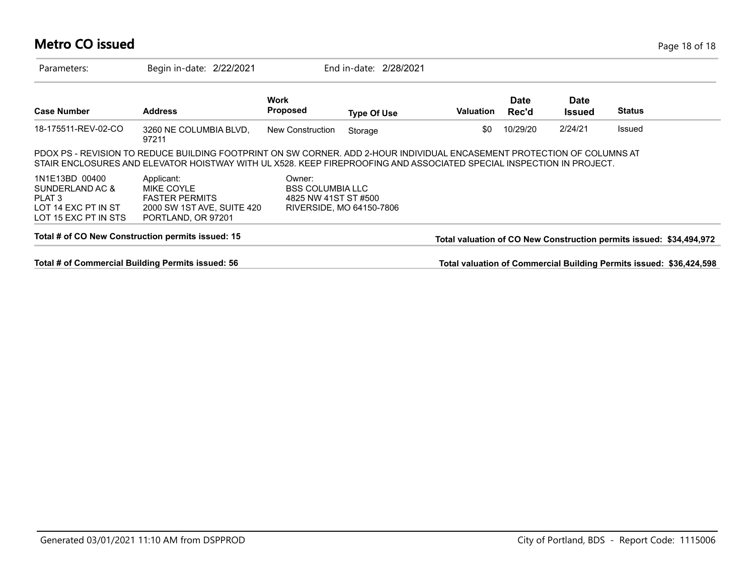# Metro CO issued

| Parameters: | Begin in-date: 2/22/2021 | End in-date: 2/28/2021 |
|---|---|---|

| Case Number | Address | Work Proposed | Type Of Use | Valuation | Date Rec'd | Date Issued | Status |
|---|---|---|---|---|---|---|---|
| 18-175511-REV-02-CO | 3260 NE COLUMBIA BLVD, 97211 | New Construction | Storage | $0 | 10/29/20 | 2/24/21 | Issued |

PDOX PS - REVISION TO REDUCE BUILDING FOOTPRINT ON SW CORNER. ADD 2-HOUR INDIVIDUAL ENCASEMENT PROTECTION OF COLUMNS AT STAIR ENCLOSURES AND ELEVATOR HOISTWAY WITH UL X528. KEEP FIREPROOFING AND ASSOCIATED SPECIAL INSPECTION IN PROJECT.

| | | |
|---|---|---|
| 1N1E13BD 00400<br>SUNDERLAND AC &<br>PLAT 3<br>LOT 14 EXC PT IN ST<br>LOT 15 EXC PT IN STS | Applicant:<br>MIKE COYLE<br>FASTER PERMITS<br>2000 SW 1ST AVE, SUITE 420<br>PORTLAND, OR 97201 | Owner:<br>BSS COLUMBIA LLC<br>4825 NW 41ST ST #500<br>RIVERSIDE, MO 64150-7806 |

**Total # of CO New Construction permits issued: 15** **Total valuation of CO New Construction permits issued: $34,494,972**

**Total # of Commercial Building Permits issued: 56** **Total valuation of Commercial Building Permits issued: $36,424,598**

Generated 03/01/2021 11:10 AM from DSPPROD City of Portland, BDS - Report Code: 1115006